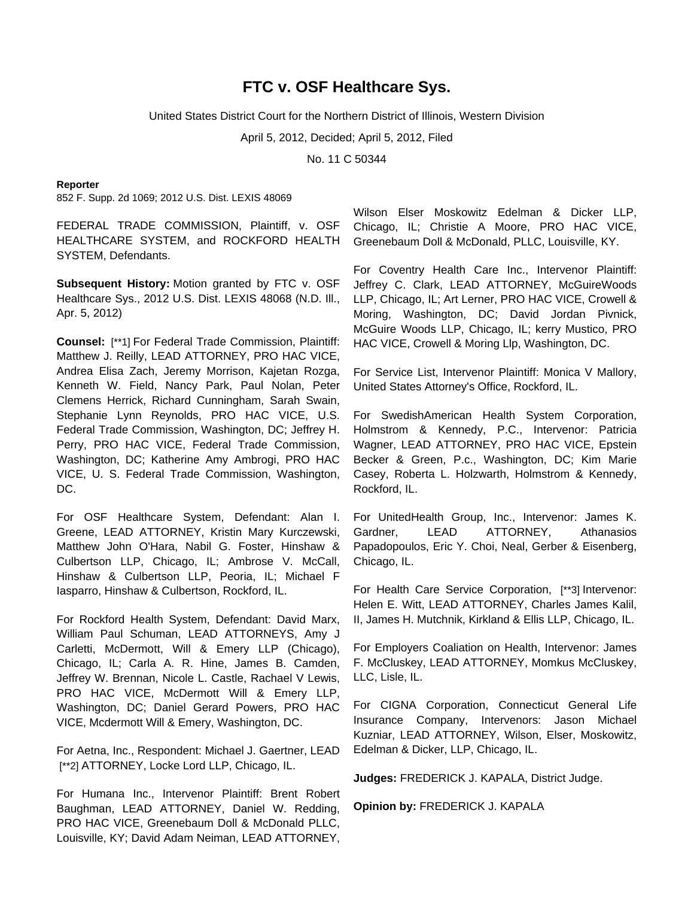# FTC v. OSF Healthcare Sys.

United States District Court for the Northern District of Illinois, Western Division

April 5, 2012, Decided; April 5, 2012, Filed

No. 11 C 50344

**Reporter**

852 F. Supp. 2d 1069; 2012 U.S. Dist. LEXIS 48069

FEDERAL TRADE COMMISSION, Plaintiff, v. OSF HEALTHCARE SYSTEM, and ROCKFORD HEALTH SYSTEM, Defendants.

**Subsequent History:** Motion granted by FTC v. OSF Healthcare Sys., 2012 U.S. Dist. LEXIS 48068 (N.D. Ill., Apr. 5, 2012)

**Counsel:** [**1] For Federal Trade Commission, Plaintiff: Matthew J. Reilly, LEAD ATTORNEY, PRO HAC VICE, Andrea Elisa Zach, Jeremy Morrison, Kajetan Rozga, Kenneth W. Field, Nancy Park, Paul Nolan, Peter Clemens Herrick, Richard Cunningham, Sarah Swain, Stephanie Lynn Reynolds, PRO HAC VICE, U.S. Federal Trade Commission, Washington, DC; Jeffrey H. Perry, PRO HAC VICE, Federal Trade Commission, Washington, DC; Katherine Amy Ambrogi, PRO HAC VICE, U. S. Federal Trade Commission, Washington, DC.

For OSF Healthcare System, Defendant: Alan I. Greene, LEAD ATTORNEY, Kristin Mary Kurczewski, Matthew John O'Hara, Nabil G. Foster, Hinshaw & Culbertson LLP, Chicago, IL; Ambrose V. McCall, Hinshaw & Culbertson LLP, Peoria, IL; Michael F Iasparro, Hinshaw & Culbertson, Rockford, IL.

For Rockford Health System, Defendant: David Marx, William Paul Schuman, LEAD ATTORNEYS, Amy J Carletti, McDermott, Will & Emery LLP (Chicago), Chicago, IL; Carla A. R. Hine, James B. Camden, Jeffrey W. Brennan, Nicole L. Castle, Rachael V Lewis, PRO HAC VICE, McDermott Will & Emery LLP, Washington, DC; Daniel Gerard Powers, PRO HAC VICE, Mcdermott Will & Emery, Washington, DC.

For Aetna, Inc., Respondent: Michael J. Gaertner, LEAD [**2] ATTORNEY, Locke Lord LLP, Chicago, IL.

For Humana Inc., Intervenor Plaintiff: Brent Robert Baughman, LEAD ATTORNEY, Daniel W. Redding, PRO HAC VICE, Greenebaum Doll & McDonald PLLC, Louisville, KY; David Adam Neiman, LEAD ATTORNEY, Wilson Elser Moskowitz Edelman & Dicker LLP, Chicago, IL; Christie A Moore, PRO HAC VICE, Greenebaum Doll & McDonald, PLLC, Louisville, KY.

For Coventry Health Care Inc., Intervenor Plaintiff: Jeffrey C. Clark, LEAD ATTORNEY, McGuireWoods LLP, Chicago, IL; Art Lerner, PRO HAC VICE, Crowell & Moring, Washington, DC; David Jordan Pivnick, McGuire Woods LLP, Chicago, IL; kerry Mustico, PRO HAC VICE, Crowell & Moring Llp, Washington, DC.

For Service List, Intervenor Plaintiff: Monica V Mallory, United States Attorney's Office, Rockford, IL.

For SwedishAmerican Health System Corporation, Holmstrom & Kennedy, P.C., Intervenor: Patricia Wagner, LEAD ATTORNEY, PRO HAC VICE, Epstein Becker & Green, P.c., Washington, DC; Kim Marie Casey, Roberta L. Holzwarth, Holmstrom & Kennedy, Rockford, IL.

For UnitedHealth Group, Inc., Intervenor: James K. Gardner, LEAD ATTORNEY, Athanasios Papadopoulos, Eric Y. Choi, Neal, Gerber & Eisenberg, Chicago, IL.

For Health Care Service Corporation, [**3] Intervenor: Helen E. Witt, LEAD ATTORNEY, Charles James Kalil, II, James H. Mutchnik, Kirkland & Ellis LLP, Chicago, IL.

For Employers Coaliation on Health, Intervenor: James F. McCluskey, LEAD ATTORNEY, Momkus McCluskey, LLC, Lisle, IL.

For CIGNA Corporation, Connecticut General Life Insurance Company, Intervenors: Jason Michael Kuzniar, LEAD ATTORNEY, Wilson, Elser, Moskowitz, Edelman & Dicker, LLP, Chicago, IL.

**Judges:** FREDERICK J. KAPALA, District Judge.

**Opinion by:** FREDERICK J. KAPALA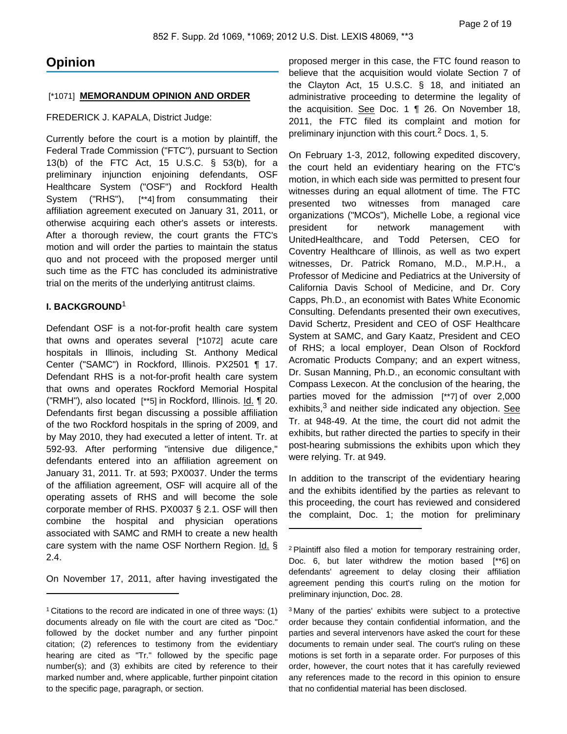# Opinion

[*1071] **MEMORANDUM OPINION AND ORDER**

FREDERICK J. KAPALA, District Judge:

Currently before the court is a motion by plaintiff, the Federal Trade Commission ("FTC"), pursuant to Section 13(b) of the FTC Act, 15 U.S.C. § 53(b), for a preliminary injunction enjoining defendants, OSF Healthcare System ("OSF") and Rockford Health System ("RHS"), [**4] from consummating their affiliation agreement executed on January 31, 2011, or otherwise acquiring each other's assets or interests. After a thorough review, the court grants the FTC's motion and will order the parties to maintain the status quo and not proceed with the proposed merger until such time as the FTC has concluded its administrative trial on the merits of the underlying antitrust claims.

## I. BACKGROUND[1]

Defendant OSF is a not-for-profit health care system that owns and operates several [*1072] acute care hospitals in Illinois, including St. Anthony Medical Center ("SAMC") in Rockford, Illinois. PX2501 ¶ 17. Defendant RHS is a not-for-profit health care system that owns and operates Rockford Memorial Hospital ("RMH"), also located [**5] in Rockford, Illinois. Id. ¶ 20. Defendants first began discussing a possible affiliation of the two Rockford hospitals in the spring of 2009, and by May 2010, they had executed a letter of intent. Tr. at 592-93. After performing "intensive due diligence," defendants entered into an affiliation agreement on January 31, 2011. Tr. at 593; PX0037. Under the terms of the affiliation agreement, OSF will acquire all of the operating assets of RHS and will become the sole corporate member of RHS. PX0037 § 2.1. OSF will then combine the hospital and physician operations associated with SAMC and RMH to create a new health care system with the name OSF Northern Region. Id. § 2.4.

On November 17, 2011, after having investigated the proposed merger in this case, the FTC found reason to believe that the acquisition would violate Section 7 of the Clayton Act, 15 U.S.C. § 18, and initiated an administrative proceeding to determine the legality of the acquisition. See Doc. 1 ¶ 26. On November 18, 2011, the FTC filed its complaint and motion for preliminary injunction with this court.[2] Docs. 1, 5.

On February 1-3, 2012, following expedited discovery, the court held an evidentiary hearing on the FTC's motion, in which each side was permitted to present four witnesses during an equal allotment of time. The FTC presented two witnesses from managed care organizations ("MCOs"), Michelle Lobe, a regional vice president for network management with UnitedHealthcare, and Todd Petersen, CEO for Coventry Healthcare of Illinois, as well as two expert witnesses, Dr. Patrick Romano, M.D., M.P.H., a Professor of Medicine and Pediatrics at the University of California Davis School of Medicine, and Dr. Cory Capps, Ph.D., an economist with Bates White Economic Consulting. Defendants presented their own executives, David Schertz, President and CEO of OSF Healthcare System at SAMC, and Gary Kaatz, President and CEO of RHS; a local employer, Dean Olson of Rockford Acromatic Products Company; and an expert witness, Dr. Susan Manning, Ph.D., an economic consultant with Compass Lexecon. At the conclusion of the hearing, the parties moved for the admission [**7] of over 2,000 exhibits,[3] and neither side indicated any objection. See Tr. at 948-49. At the time, the court did not admit the exhibits, but rather directed the parties to specify in their post-hearing submissions the exhibits upon which they were relying. Tr. at 949.

In addition to the transcript of the evidentiary hearing and the exhibits identified by the parties as relevant to this proceeding, the court has reviewed and considered the complaint, Doc. 1; the motion for preliminary

---

[1] Citations to the record are indicated in one of three ways: (1) documents already on file with the court are cited as "Doc." followed by the docket number and any further pinpoint citation; (2) references to testimony from the evidentiary hearing are cited as "Tr." followed by the specific page number(s); and (3) exhibits are cited by reference to their marked number and, where applicable, further pinpoint citation to the specific page, paragraph, or section.

[2] Plaintiff also filed a motion for temporary restraining order, Doc. 6, but later withdrew the motion based [**6] on defendants' agreement to delay closing their affiliation agreement pending this court's ruling on the motion for preliminary injunction, Doc. 28.

[3] Many of the parties' exhibits were subject to a protective order because they contain confidential information, and the parties and several intervenors have asked the court for these documents to remain under seal. The court's ruling on these motions is set forth in a separate order. For purposes of this order, however, the court notes that it has carefully reviewed any references made to the record in this opinion to ensure that no confidential material has been disclosed.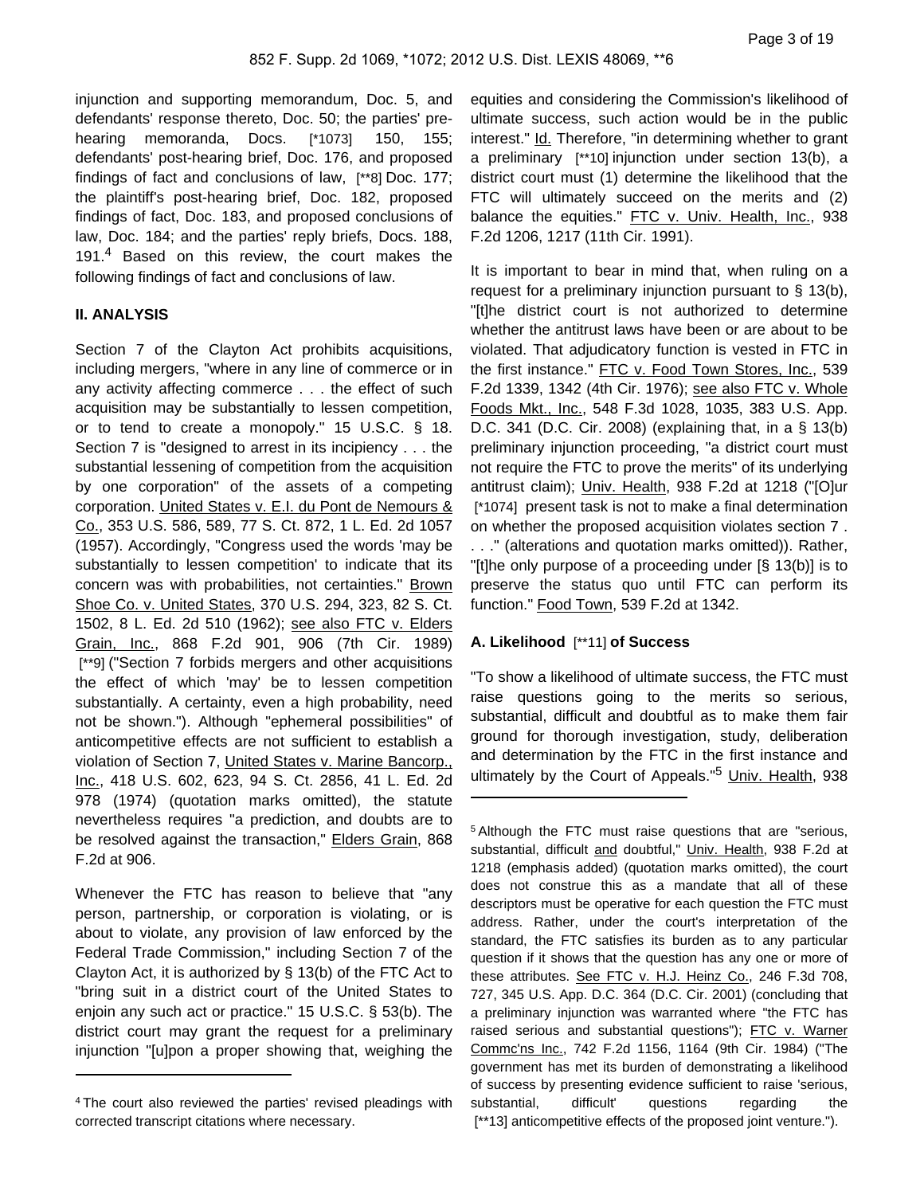injunction and supporting memorandum, Doc. 5, and defendants' response thereto, Doc. 50; the parties' pre-hearing memoranda, Docs. [*1073] 150, 155; defendants' post-hearing brief, Doc. 176, and proposed findings of fact and conclusions of law, [**8] Doc. 177; the plaintiff's post-hearing brief, Doc. 182, proposed findings of fact, Doc. 183, and proposed conclusions of law, Doc. 184; and the parties' reply briefs, Docs. 188, 191.[4] Based on this review, the court makes the following findings of fact and conclusions of law.

## II. ANALYSIS

Section 7 of the Clayton Act prohibits acquisitions, including mergers, "where in any line of commerce or in any activity affecting commerce . . . the effect of such acquisition may be substantially to lessen competition, or to tend to create a monopoly." 15 U.S.C. § 18. Section 7 is "designed to arrest in its incipiency . . . the substantial lessening of competition from the acquisition by one corporation" of the assets of a competing corporation. United States v. E.I. du Pont de Nemours & Co., 353 U.S. 586, 589, 77 S. Ct. 872, 1 L. Ed. 2d 1057 (1957). Accordingly, "Congress used the words 'may be substantially to lessen competition' to indicate that its concern was with probabilities, not certainties." Brown Shoe Co. v. United States, 370 U.S. 294, 323, 82 S. Ct. 1502, 8 L. Ed. 2d 510 (1962); see also FTC v. Elders Grain, Inc., 868 F.2d 901, 906 (7th Cir. 1989) [**9] ("Section 7 forbids mergers and other acquisitions the effect of which 'may' be to lessen competition substantially. A certainty, even a high probability, need not be shown."). Although "ephemeral possibilities" of anticompetitive effects are not sufficient to establish a violation of Section 7, United States v. Marine Bancorp., Inc., 418 U.S. 602, 623, 94 S. Ct. 2856, 41 L. Ed. 2d 978 (1974) (quotation marks omitted), the statute nevertheless requires "a prediction, and doubts are to be resolved against the transaction," Elders Grain, 868 F.2d at 906.

Whenever the FTC has reason to believe that "any person, partnership, or corporation is violating, or is about to violate, any provision of law enforced by the Federal Trade Commission," including Section 7 of the Clayton Act, it is authorized by § 13(b) of the FTC Act to "bring suit in a district court of the United States to enjoin any such act or practice." 15 U.S.C. § 53(b). The district court may grant the request for a preliminary injunction "[u]pon a proper showing that, weighing the equities and considering the Commission's likelihood of ultimate success, such action would be in the public interest." Id. Therefore, "in determining whether to grant a preliminary [**10] injunction under section 13(b), a district court must (1) determine the likelihood that the FTC will ultimately succeed on the merits and (2) balance the equities." FTC v. Univ. Health, Inc., 938 F.2d 1206, 1217 (11th Cir. 1991).

It is important to bear in mind that, when ruling on a request for a preliminary injunction pursuant to § 13(b), "[t]he district court is not authorized to determine whether the antitrust laws have been or are about to be violated. That adjudicatory function is vested in FTC in the first instance." FTC v. Food Town Stores, Inc., 539 F.2d 1339, 1342 (4th Cir. 1976); see also FTC v. Whole Foods Mkt., Inc., 548 F.3d 1028, 1035, 383 U.S. App. D.C. 341 (D.C. Cir. 2008) (explaining that, in a § 13(b) preliminary injunction proceeding, "a district court must not require the FTC to prove the merits" of its underlying antitrust claim); Univ. Health, 938 F.2d at 1218 ("[O]ur [*1074] present task is not to make a final determination on whether the proposed acquisition violates section 7 . . . ." (alterations and quotation marks omitted)). Rather, "[t]he only purpose of a proceeding under [§ 13(b)] is to preserve the status quo until FTC can perform its function." Food Town, 539 F.2d at 1342.

### A. Likelihood [**11] of Success

"To show a likelihood of ultimate success, the FTC must raise questions going to the merits so serious, substantial, difficult and doubtful as to make them fair ground for thorough investigation, study, deliberation and determination by the FTC in the first instance and ultimately by the Court of Appeals."[5] Univ. Health, 938

---

[4] The court also reviewed the parties' revised pleadings with corrected transcript citations where necessary.

[5] Although the FTC must raise questions that are "serious, substantial, difficult and doubtful," Univ. Health, 938 F.2d at 1218 (emphasis added) (quotation marks omitted), the court does not construe this as a mandate that all of these descriptors must be operative for each question the FTC must address. Rather, under the court's interpretation of the standard, the FTC satisfies its burden as to any particular question if it shows that the question has any one or more of these attributes. See FTC v. H.J. Heinz Co., 246 F.3d 708, 727, 345 U.S. App. D.C. 364 (D.C. Cir. 2001) (concluding that a preliminary injunction was warranted where "the FTC has raised serious and substantial questions"); FTC v. Warner Commc'ns Inc., 742 F.2d 1156, 1164 (9th Cir. 1984) ("The government has met its burden of demonstrating a likelihood of success by presenting evidence sufficient to raise 'serious, substantial, difficult' questions regarding the [**13] anticompetitive effects of the proposed joint venture.").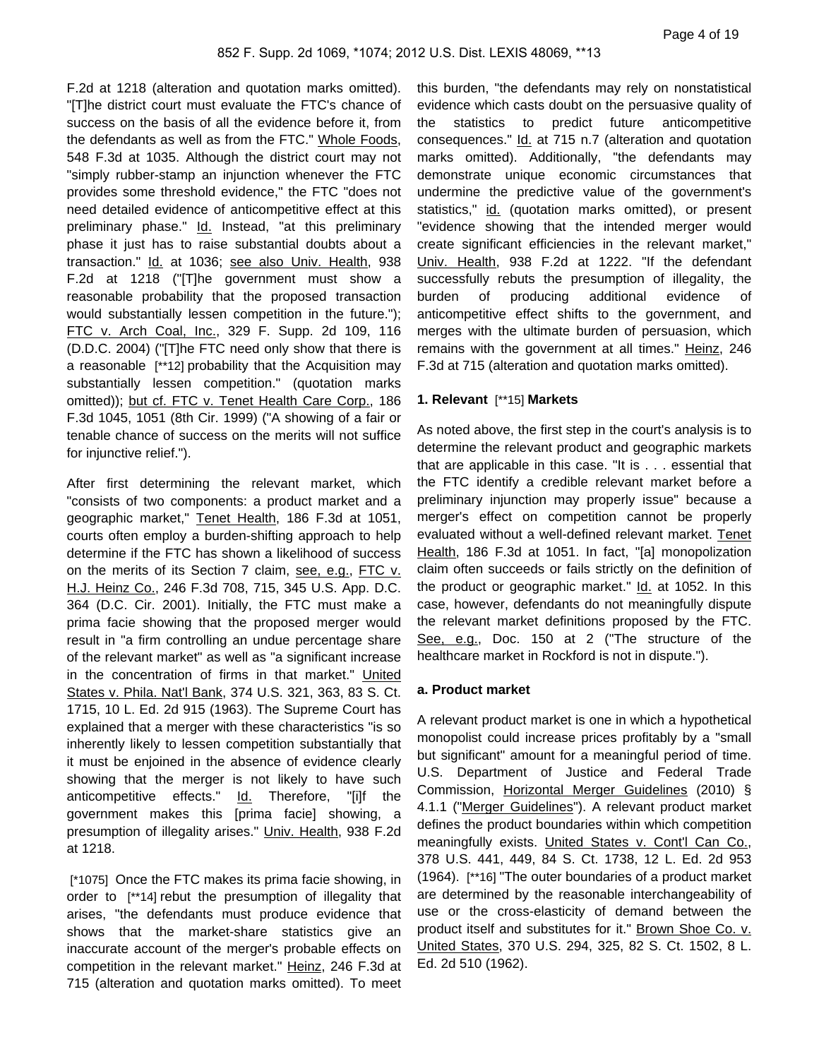F.2d at 1218 (alteration and quotation marks omitted). "[T]he district court must evaluate the FTC's chance of success on the basis of all the evidence before it, from the defendants as well as from the FTC." Whole Foods, 548 F.3d at 1035. Although the district court may not "simply rubber-stamp an injunction whenever the FTC provides some threshold evidence," the FTC "does not need detailed evidence of anticompetitive effect at this preliminary phase." Id. Instead, "at this preliminary phase it just has to raise substantial doubts about a transaction." Id. at 1036; see also Univ. Health, 938 F.2d at 1218 ("[T]he government must show a reasonable probability that the proposed transaction would substantially lessen competition in the future."); FTC v. Arch Coal, Inc., 329 F. Supp. 2d 109, 116 (D.D.C. 2004) ("[T]he FTC need only show that there is a reasonable [**12] probability that the Acquisition may substantially lessen competition." (quotation marks omitted)); but cf. FTC v. Tenet Health Care Corp., 186 F.3d 1045, 1051 (8th Cir. 1999) ("A showing of a fair or tenable chance of success on the merits will not suffice for injunctive relief.").

After first determining the relevant market, which "consists of two components: a product market and a geographic market," Tenet Health, 186 F.3d at 1051, courts often employ a burden-shifting approach to help determine if the FTC has shown a likelihood of success on the merits of its Section 7 claim, see, e.g., FTC v. H.J. Heinz Co., 246 F.3d 708, 715, 345 U.S. App. D.C. 364 (D.C. Cir. 2001). Initially, the FTC must make a prima facie showing that the proposed merger would result in "a firm controlling an undue percentage share of the relevant market" as well as "a significant increase in the concentration of firms in that market." United States v. Phila. Nat'l Bank, 374 U.S. 321, 363, 83 S. Ct. 1715, 10 L. Ed. 2d 915 (1963). The Supreme Court has explained that a merger with these characteristics "is so inherently likely to lessen competition substantially that it must be enjoined in the absence of evidence clearly showing that the merger is not likely to have such anticompetitive effects." Id. Therefore, "[i]f the government makes this [prima facie] showing, a presumption of illegality arises." Univ. Health, 938 F.2d at 1218.

[*1075] Once the FTC makes its prima facie showing, in order to [**14] rebut the presumption of illegality that arises, "the defendants must produce evidence that shows that the market-share statistics give an inaccurate account of the merger's probable effects on competition in the relevant market." Heinz, 246 F.3d at 715 (alteration and quotation marks omitted). To meet this burden, "the defendants may rely on nonstatistical evidence which casts doubt on the persuasive quality of the statistics to predict future anticompetitive consequences." Id. at 715 n.7 (alteration and quotation marks omitted). Additionally, "the defendants may demonstrate unique economic circumstances that undermine the predictive value of the government's statistics," id. (quotation marks omitted), or present "evidence showing that the intended merger would create significant efficiencies in the relevant market," Univ. Health, 938 F.2d at 1222. "If the defendant successfully rebuts the presumption of illegality, the burden of producing additional evidence of anticompetitive effect shifts to the government, and merges with the ultimate burden of persuasion, which remains with the government at all times." Heinz, 246 F.3d at 715 (alteration and quotation marks omitted).

**1. Relevant [**15] Markets**

As noted above, the first step in the court's analysis is to determine the relevant product and geographic markets that are applicable in this case. "It is . . . essential that the FTC identify a credible relevant market before a preliminary injunction may properly issue" because a merger's effect on competition cannot be properly evaluated without a well-defined relevant market. Tenet Health, 186 F.3d at 1051. In fact, "[a] monopolization claim often succeeds or fails strictly on the definition of the product or geographic market." Id. at 1052. In this case, however, defendants do not meaningfully dispute the relevant market definitions proposed by the FTC. See, e.g., Doc. 150 at 2 ("The structure of the healthcare market in Rockford is not in dispute.").

**a. Product market**

A relevant product market is one in which a hypothetical monopolist could increase prices profitably by a "small but significant" amount for a meaningful period of time. U.S. Department of Justice and Federal Trade Commission, Horizontal Merger Guidelines (2010) § 4.1.1 ("Merger Guidelines"). A relevant product market defines the product boundaries within which competition meaningfully exists. United States v. Cont'l Can Co., 378 U.S. 441, 449, 84 S. Ct. 1738, 12 L. Ed. 2d 953 (1964). [**16] "The outer boundaries of a product market are determined by the reasonable interchangeability of use or the cross-elasticity of demand between the product itself and substitutes for it." Brown Shoe Co. v. United States, 370 U.S. 294, 325, 82 S. Ct. 1502, 8 L. Ed. 2d 510 (1962).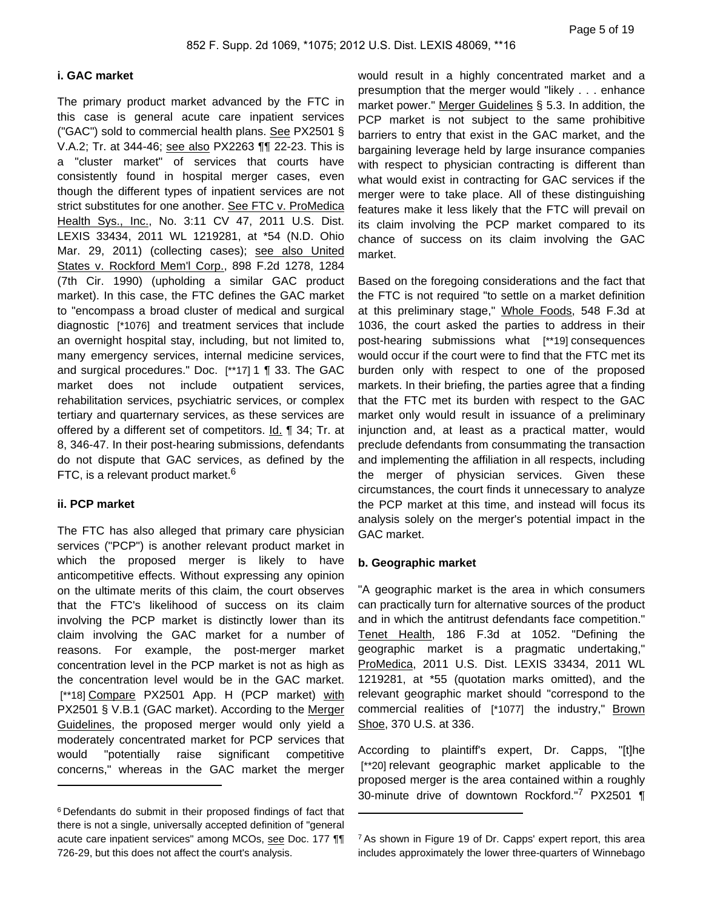### i. GAC market

The primary product market advanced by the FTC in this case is general acute care inpatient services ("GAC") sold to commercial health plans. See PX2501 § V.A.2; Tr. at 344-46; see also PX2263 ¶¶ 22-23. This is a "cluster market" of services that courts have consistently found in hospital merger cases, even though the different types of inpatient services are not strict substitutes for one another. See FTC v. ProMedica Health Sys., Inc., No. 3:11 CV 47, 2011 U.S. Dist. LEXIS 33434, 2011 WL 1219281, at *54 (N.D. Ohio Mar. 29, 2011) (collecting cases); see also United States v. Rockford Mem'l Corp., 898 F.2d 1278, 1284 (7th Cir. 1990) (upholding a similar GAC product market). In this case, the FTC defines the GAC market to "encompass a broad cluster of medical and surgical diagnostic [*1076] and treatment services that include an overnight hospital stay, including, but not limited to, many emergency services, internal medicine services, and surgical procedures." Doc. [**17] 1 ¶ 33. The GAC market does not include outpatient services, rehabilitation services, psychiatric services, or complex tertiary and quarternary services, as these services are offered by a different set of competitors. Id. ¶ 34; Tr. at 8, 346-47. In their post-hearing submissions, defendants do not dispute that GAC services, as defined by the FTC, is a relevant product market.[6]

### ii. PCP market

The FTC has also alleged that primary care physician services ("PCP") is another relevant product market in which the proposed merger is likely to have anticompetitive effects. Without expressing any opinion on the ultimate merits of this claim, the court observes that the FTC's likelihood of success on its claim involving the PCP market is distinctly lower than its claim involving the GAC market for a number of reasons. For example, the post-merger market concentration level in the PCP market is not as high as the concentration level would be in the GAC market. [**18] Compare PX2501 App. H (PCP market) with PX2501 § V.B.1 (GAC market). According to the Merger Guidelines, the proposed merger would only yield a moderately concentrated market for PCP services that would "potentially raise significant competitive concerns," whereas in the GAC market the merger would result in a highly concentrated market and a presumption that the merger would "likely . . . enhance market power." Merger Guidelines § 5.3. In addition, the PCP market is not subject to the same prohibitive barriers to entry that exist in the GAC market, and the bargaining leverage held by large insurance companies with respect to physician contracting is different than what would exist in contracting for GAC services if the merger were to take place. All of these distinguishing features make it less likely that the FTC will prevail on its claim involving the PCP market compared to its chance of success on its claim involving the GAC market.

Based on the foregoing considerations and the fact that the FTC is not required "to settle on a market definition at this preliminary stage," Whole Foods, 548 F.3d at 1036, the court asked the parties to address in their post-hearing submissions what [**19] consequences would occur if the court were to find that the FTC met its burden only with respect to one of the proposed markets. In their briefing, the parties agree that a finding that the FTC met its burden with respect to the GAC market only would result in issuance of a preliminary injunction and, at least as a practical matter, would preclude defendants from consummating the transaction and implementing the affiliation in all respects, including the merger of physician services. Given these circumstances, the court finds it unnecessary to analyze the PCP market at this time, and instead will focus its analysis solely on the merger's potential impact in the GAC market.

### b. Geographic market

"A geographic market is the area in which consumers can practically turn for alternative sources of the product and in which the antitrust defendants face competition." Tenet Health, 186 F.3d at 1052. "Defining the geographic market is a pragmatic undertaking," ProMedica, 2011 U.S. Dist. LEXIS 33434, 2011 WL 1219281, at *55 (quotation marks omitted), and the relevant geographic market should "correspond to the commercial realities of [*1077] the industry," Brown Shoe, 370 U.S. at 336.

According to plaintiff's expert, Dr. Capps, "[t]he [**20] relevant geographic market applicable to the proposed merger is the area contained within a roughly 30-minute drive of downtown Rockford."[7] PX2501 ¶

---

[6] Defendants do submit in their proposed findings of fact that there is not a single, universally accepted definition of "general acute care inpatient services" among MCOs, see Doc. 177 ¶¶ 726-29, but this does not affect the court's analysis.

[7] As shown in Figure 19 of Dr. Capps' expert report, this area includes approximately the lower three-quarters of Winnebago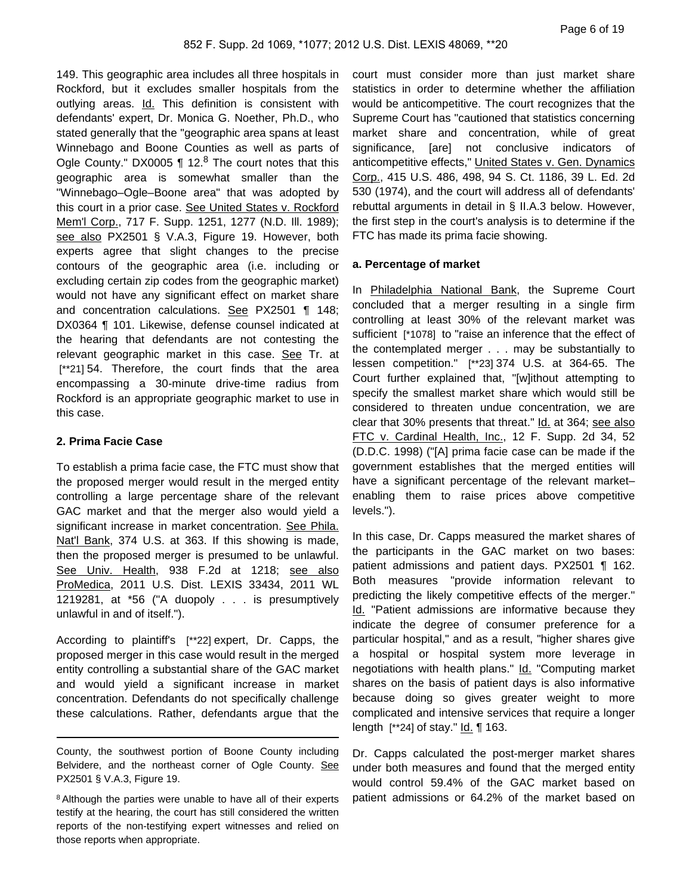149. This geographic area includes all three hospitals in Rockford, but it excludes smaller hospitals from the outlying areas. Id. This definition is consistent with defendants' expert, Dr. Monica G. Noether, Ph.D., who stated generally that the "geographic area spans at least Winnebago and Boone Counties as well as parts of Ogle County." DX0005 ¶ 12.[8] The court notes that this geographic area is somewhat smaller than the "Winnebago–Ogle–Boone area" that was adopted by this court in a prior case. See United States v. Rockford Mem'l Corp., 717 F. Supp. 1251, 1277 (N.D. Ill. 1989); see also PX2501 § V.A.3, Figure 19. However, both experts agree that slight changes to the precise contours of the geographic area (i.e. including or excluding certain zip codes from the geographic market) would not have any significant effect on market share and concentration calculations. See PX2501 ¶ 148; DX0364 ¶ 101. Likewise, defense counsel indicated at the hearing that defendants are not contesting the relevant geographic market in this case. See Tr. at [**21] 54. Therefore, the court finds that the area encompassing a 30-minute drive-time radius from Rockford is an appropriate geographic market to use in this case.

**2. Prima Facie Case**

To establish a prima facie case, the FTC must show that the proposed merger would result in the merged entity controlling a large percentage share of the relevant GAC market and that the merger also would yield a significant increase in market concentration. See Phila. Nat'l Bank, 374 U.S. at 363. If this showing is made, then the proposed merger is presumed to be unlawful. See Univ. Health, 938 F.2d at 1218; see also ProMedica, 2011 U.S. Dist. LEXIS 33434, 2011 WL 1219281, at *56 ("A duopoly . . . is presumptively unlawful in and of itself.").

According to plaintiff's [**22] expert, Dr. Capps, the proposed merger in this case would result in the merged entity controlling a substantial share of the GAC market and would yield a significant increase in market concentration. Defendants do not specifically challenge these calculations. Rather, defendants argue that the court must consider more than just market share statistics in order to determine whether the affiliation would be anticompetitive. The court recognizes that the Supreme Court has "cautioned that statistics concerning market share and concentration, while of great significance, [are] not conclusive indicators of anticompetitive effects," United States v. Gen. Dynamics Corp., 415 U.S. 486, 498, 94 S. Ct. 1186, 39 L. Ed. 2d 530 (1974), and the court will address all of defendants' rebuttal arguments in detail in § II.A.3 below. However, the first step in the court's analysis is to determine if the FTC has made its prima facie showing.

**a. Percentage of market**

In Philadelphia National Bank, the Supreme Court concluded that a merger resulting in a single firm controlling at least 30% of the relevant market was sufficient [*1078] to "raise an inference that the effect of the contemplated merger . . . may be substantially to lessen competition." [**23] 374 U.S. at 364-65. The Court further explained that, "[w]ithout attempting to specify the smallest market share which would still be considered to threaten undue concentration, we are clear that 30% presents that threat." Id. at 364; see also FTC v. Cardinal Health, Inc., 12 F. Supp. 2d 34, 52 (D.D.C. 1998) ("[A] prima facie case can be made if the government establishes that the merged entities will have a significant percentage of the relevant market–enabling them to raise prices above competitive levels.").

In this case, Dr. Capps measured the market shares of the participants in the GAC market on two bases: patient admissions and patient days. PX2501 ¶ 162. Both measures "provide information relevant to predicting the likely competitive effects of the merger." Id. "Patient admissions are informative because they indicate the degree of consumer preference for a particular hospital," and as a result, "higher shares give a hospital or hospital system more leverage in negotiations with health plans." Id. "Computing market shares on the basis of patient days is also informative because doing so gives greater weight to more complicated and intensive services that require a longer length [**24] of stay." Id. ¶ 163.

Dr. Capps calculated the post-merger market shares under both measures and found that the merged entity would control 59.4% of the GAC market based on patient admissions or 64.2% of the market based on

---

County, the southwest portion of Boone County including Belvidere, and the northeast corner of Ogle County. See PX2501 § V.A.3, Figure 19.

[8] Although the parties were unable to have all of their experts testify at the hearing, the court has still considered the written reports of the non-testifying expert witnesses and relied on those reports when appropriate.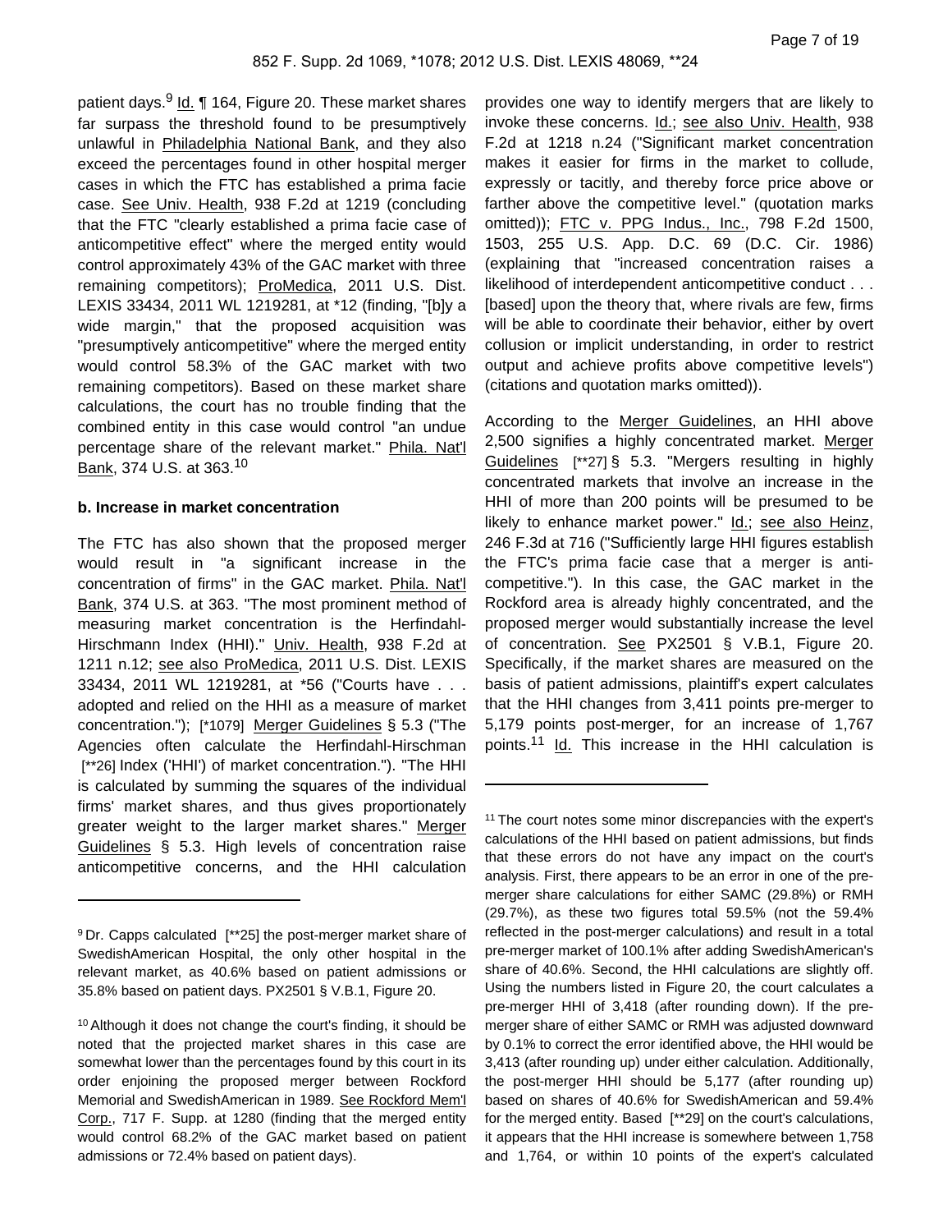patient days.[9] Id. ¶ 164, Figure 20. These market shares far surpass the threshold found to be presumptively unlawful in Philadelphia National Bank, and they also exceed the percentages found in other hospital merger cases in which the FTC has established a prima facie case. See Univ. Health, 938 F.2d at 1219 (concluding that the FTC "clearly established a prima facie case of anticompetitive effect" where the merged entity would control approximately 43% of the GAC market with three remaining competitors); ProMedica, 2011 U.S. Dist. LEXIS 33434, 2011 WL 1219281, at *12 (finding, "[b]y a wide margin," that the proposed acquisition was "presumptively anticompetitive" where the merged entity would control 58.3% of the GAC market with two remaining competitors). Based on these market share calculations, the court has no trouble finding that the combined entity in this case would control "an undue percentage share of the relevant market." Phila. Nat'l Bank, 374 U.S. at 363.[10]

**b. Increase in market concentration**

The FTC has also shown that the proposed merger would result in "a significant increase in the concentration of firms" in the GAC market. Phila. Nat'l Bank, 374 U.S. at 363. "The most prominent method of measuring market concentration is the Herfindahl-Hirschmann Index (HHI)." Univ. Health, 938 F.2d at 1211 n.12; see also ProMedica, 2011 U.S. Dist. LEXIS 33434, 2011 WL 1219281, at *56 ("Courts have . . . adopted and relied on the HHI as a measure of market concentration."); [*1079] Merger Guidelines § 5.3 ("The Agencies often calculate the Herfindahl-Hirschman [**26] Index ('HHI') of market concentration."). "The HHI is calculated by summing the squares of the individual firms' market shares, and thus gives proportionately greater weight to the larger market shares." Merger Guidelines § 5.3. High levels of concentration raise anticompetitive concerns, and the HHI calculation provides one way to identify mergers that are likely to invoke these concerns. Id.; see also Univ. Health, 938 F.2d at 1218 n.24 ("Significant market concentration makes it easier for firms in the market to collude, expressly or tacitly, and thereby force price above or farther above the competitive level." (quotation marks omitted)); FTC v. PPG Indus., Inc., 798 F.2d 1500, 1503, 255 U.S. App. D.C. 69 (D.C. Cir. 1986) (explaining that "increased concentration raises a likelihood of interdependent anticompetitive conduct . . . [based] upon the theory that, where rivals are few, firms will be able to coordinate their behavior, either by overt collusion or implicit understanding, in order to restrict output and achieve profits above competitive levels") (citations and quotation marks omitted)).

According to the Merger Guidelines, an HHI above 2,500 signifies a highly concentrated market. Merger Guidelines [**27] § 5.3. "Mergers resulting in highly concentrated markets that involve an increase in the HHI of more than 200 points will be presumed to be likely to enhance market power." Id.; see also Heinz, 246 F.3d at 716 ("Sufficiently large HHI figures establish the FTC's prima facie case that a merger is anti-competitive."). In this case, the GAC market in the Rockford area is already highly concentrated, and the proposed merger would substantially increase the level of concentration. See PX2501 § V.B.1, Figure 20. Specifically, if the market shares are measured on the basis of patient admissions, plaintiff's expert calculates that the HHI changes from 3,411 points pre-merger to 5,179 points post-merger, for an increase of 1,767 points.[11] Id. This increase in the HHI calculation is

---

[9] Dr. Capps calculated [**25] the post-merger market share of SwedishAmerican Hospital, the only other hospital in the relevant market, as 40.6% based on patient admissions or 35.8% based on patient days. PX2501 § V.B.1, Figure 20.

[10] Although it does not change the court's finding, it should be noted that the projected market shares in this case are somewhat lower than the percentages found by this court in its order enjoining the proposed merger between Rockford Memorial and SwedishAmerican in 1989. See Rockford Mem'l Corp., 717 F. Supp. at 1280 (finding that the merged entity would control 68.2% of the GAC market based on patient admissions or 72.4% based on patient days).

[11] The court notes some minor discrepancies with the expert's calculations of the HHI based on patient admissions, but finds that these errors do not have any impact on the court's analysis. First, there appears to be an error in one of the pre-merger share calculations for either SAMC (29.8%) or RMH (29.7%), as these two figures total 59.5% (not the 59.4% reflected in the post-merger calculations) and result in a total pre-merger market of 100.1% after adding SwedishAmerican's share of 40.6%. Second, the HHI calculations are slightly off. Using the numbers listed in Figure 20, the court calculates a pre-merger HHI of 3,418 (after rounding down). If the pre-merger share of either SAMC or RMH was adjusted downward by 0.1% to correct the error identified above, the HHI would be 3,413 (after rounding up) under either calculation. Additionally, the post-merger HHI should be 5,177 (after rounding up) based on shares of 40.6% for SwedishAmerican and 59.4% for the merged entity. Based [**29] on the court's calculations, it appears that the HHI increase is somewhere between 1,758 and 1,764, or within 10 points of the expert's calculated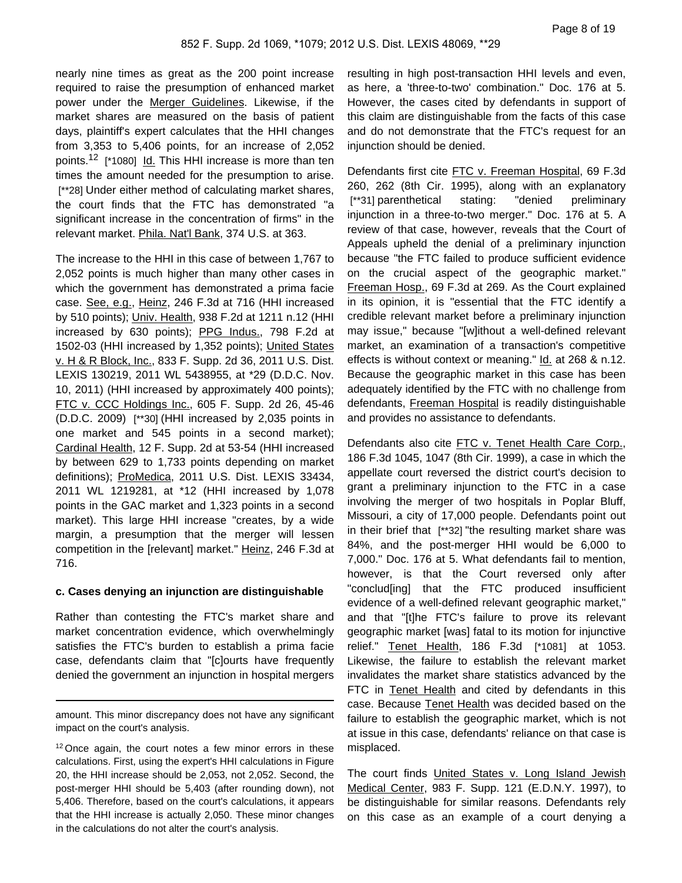nearly nine times as great as the 200 point increase required to raise the presumption of enhanced market power under the Merger Guidelines. Likewise, if the market shares are measured on the basis of patient days, plaintiff's expert calculates that the HHI changes from 3,353 to 5,406 points, for an increase of 2,052 points.[12] [*1080] Id. This HHI increase is more than ten times the amount needed for the presumption to arise. [**28] Under either method of calculating market shares, the court finds that the FTC has demonstrated "a significant increase in the concentration of firms" in the relevant market. Phila. Nat'l Bank, 374 U.S. at 363.

The increase to the HHI in this case of between 1,767 to 2,052 points is much higher than many other cases in which the government has demonstrated a prima facie case. See, e.g., Heinz, 246 F.3d at 716 (HHI increased by 510 points); Univ. Health, 938 F.2d at 1211 n.12 (HHI increased by 630 points); PPG Indus., 798 F.2d at 1502-03 (HHI increased by 1,352 points); United States v. H & R Block, Inc., 833 F. Supp. 2d 36, 2011 U.S. Dist. LEXIS 130219, 2011 WL 5438955, at *29 (D.D.C. Nov. 10, 2011) (HHI increased by approximately 400 points); FTC v. CCC Holdings Inc., 605 F. Supp. 2d 26, 45-46 (D.D.C. 2009) [**30] (HHI increased by 2,035 points in one market and 545 points in a second market); Cardinal Health, 12 F. Supp. 2d at 53-54 (HHI increased by between 629 to 1,733 points depending on market definitions); ProMedica, 2011 U.S. Dist. LEXIS 33434, 2011 WL 1219281, at *12 (HHI increased by 1,078 points in the GAC market and 1,323 points in a second market). This large HHI increase "creates, by a wide margin, a presumption that the merger will lessen competition in the [relevant] market." Heinz, 246 F.3d at 716.

**c. Cases denying an injunction are distinguishable**

Rather than contesting the FTC's market share and market concentration evidence, which overwhelmingly satisfies the FTC's burden to establish a prima facie case, defendants claim that "[c]ourts have frequently denied the government an injunction in hospital mergers resulting in high post-transaction HHI levels and even, as here, a 'three-to-two' combination." Doc. 176 at 5. However, the cases cited by defendants in support of this claim are distinguishable from the facts of this case and do not demonstrate that the FTC's request for an injunction should be denied.

Defendants first cite FTC v. Freeman Hospital, 69 F.3d 260, 262 (8th Cir. 1995), along with an explanatory [**31] parenthetical stating: "denied preliminary injunction in a three-to-two merger." Doc. 176 at 5. A review of that case, however, reveals that the Court of Appeals upheld the denial of a preliminary injunction because "the FTC failed to produce sufficient evidence on the crucial aspect of the geographic market." Freeman Hosp., 69 F.3d at 269. As the Court explained in its opinion, it is "essential that the FTC identify a credible relevant market before a preliminary injunction may issue," because "[w]ithout a well-defined relevant market, an examination of a transaction's competitive effects is without context or meaning." Id. at 268 & n.12. Because the geographic market in this case has been adequately identified by the FTC with no challenge from defendants, Freeman Hospital is readily distinguishable and provides no assistance to defendants.

Defendants also cite FTC v. Tenet Health Care Corp., 186 F.3d 1045, 1047 (8th Cir. 1999), a case in which the appellate court reversed the district court's decision to grant a preliminary injunction to the FTC in a case involving the merger of two hospitals in Poplar Bluff, Missouri, a city of 17,000 people. Defendants point out in their brief that [**32] "the resulting market share was 84%, and the post-merger HHI would be 6,000 to 7,000." Doc. 176 at 5. What defendants fail to mention, however, is that the Court reversed only after "conclud[ing] that the FTC produced insufficient evidence of a well-defined relevant geographic market," and that "[t]he FTC's failure to prove its relevant geographic market [was] fatal to its motion for injunctive relief." Tenet Health, 186 F.3d [*1081] at 1053. Likewise, the failure to establish the relevant market invalidates the market share statistics advanced by the FTC in Tenet Health and cited by defendants in this case. Because Tenet Health was decided based on the failure to establish the geographic market, which is not at issue in this case, defendants' reliance on that case is misplaced.

The court finds United States v. Long Island Jewish Medical Center, 983 F. Supp. 121 (E.D.N.Y. 1997), to be distinguishable for similar reasons. Defendants rely on this case as an example of a court denying a

---

amount. This minor discrepancy does not have any significant impact on the court's analysis.

[12] Once again, the court notes a few minor errors in these calculations. First, using the expert's HHI calculations in Figure 20, the HHI increase should be 2,053, not 2,052. Second, the post-merger HHI should be 5,403 (after rounding down), not 5,406. Therefore, based on the court's calculations, it appears that the HHI increase is actually 2,050. These minor changes in the calculations do not alter the court's analysis.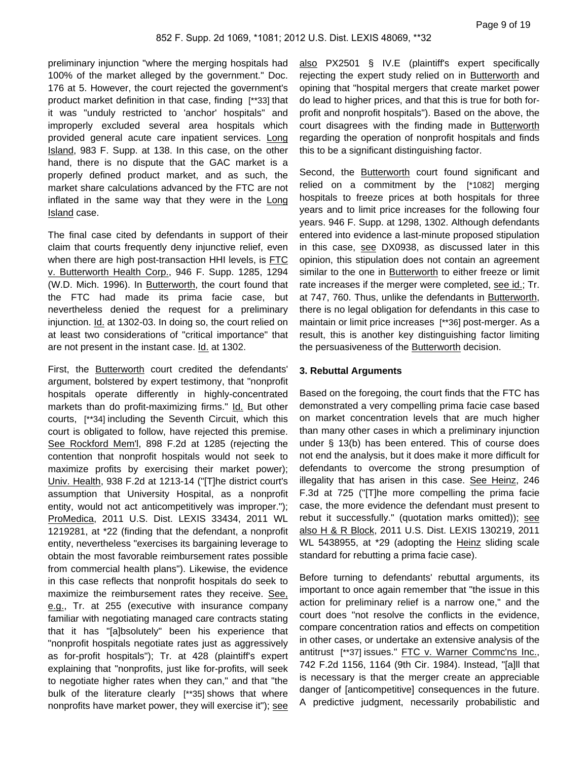preliminary injunction "where the merging hospitals had 100% of the market alleged by the government." Doc. 176 at 5. However, the court rejected the government's product market definition in that case, finding [**33] that it was "unduly restricted to 'anchor' hospitals" and improperly excluded several area hospitals which provided general acute care inpatient services. Long Island, 983 F. Supp. at 138. In this case, on the other hand, there is no dispute that the GAC market is a properly defined product market, and as such, the market share calculations advanced by the FTC are not inflated in the same way that they were in the Long Island case.

The final case cited by defendants in support of their claim that courts frequently deny injunctive relief, even when there are high post-transaction HHI levels, is FTC v. Butterworth Health Corp., 946 F. Supp. 1285, 1294 (W.D. Mich. 1996). In Butterworth, the court found that the FTC had made its prima facie case, but nevertheless denied the request for a preliminary injunction. Id. at 1302-03. In doing so, the court relied on at least two considerations of "critical importance" that are not present in the instant case. Id. at 1302.

First, the Butterworth court credited the defendants' argument, bolstered by expert testimony, that "nonprofit hospitals operate differently in highly-concentrated markets than do profit-maximizing firms." Id. But other courts, [**34] including the Seventh Circuit, which this court is obligated to follow, have rejected this premise. See Rockford Mem'l, 898 F.2d at 1285 (rejecting the contention that nonprofit hospitals would not seek to maximize profits by exercising their market power); Univ. Health, 938 F.2d at 1213-14 ("[T]he district court's assumption that University Hospital, as a nonprofit entity, would not act anticompetitively was improper."); ProMedica, 2011 U.S. Dist. LEXIS 33434, 2011 WL 1219281, at *22 (finding that the defendant, a nonprofit entity, nevertheless "exercises its bargaining leverage to obtain the most favorable reimbursement rates possible from commercial health plans"). Likewise, the evidence in this case reflects that nonprofit hospitals do seek to maximize the reimbursement rates they receive. See, e.g., Tr. at 255 (executive with insurance company familiar with negotiating managed care contracts stating that it has "[a]bsolutely" been his experience that "nonprofit hospitals negotiate rates just as aggressively as for-profit hospitals"); Tr. at 428 (plaintiff's expert explaining that "nonprofits, just like for-profits, will seek to negotiate higher rates when they can," and that "the bulk of the literature clearly [**35] shows that where nonprofits have market power, they will exercise it"); see also PX2501 § IV.E (plaintiff's expert specifically rejecting the expert study relied on in Butterworth and opining that "hospital mergers that create market power do lead to higher prices, and that this is true for both for-profit and nonprofit hospitals"). Based on the above, the court disagrees with the finding made in Butterworth regarding the operation of nonprofit hospitals and finds this to be a significant distinguishing factor.

Second, the Butterworth court found significant and relied on a commitment by the [*1082] merging hospitals to freeze prices at both hospitals for three years and to limit price increases for the following four years. 946 F. Supp. at 1298, 1302. Although defendants entered into evidence a last-minute proposed stipulation in this case, see DX0938, as discussed later in this opinion, this stipulation does not contain an agreement similar to the one in Butterworth to either freeze or limit rate increases if the merger were completed, see id.; Tr. at 747, 760. Thus, unlike the defendants in Butterworth, there is no legal obligation for defendants in this case to maintain or limit price increases [**36] post-merger. As a result, this is another key distinguishing factor limiting the persuasiveness of the Butterworth decision.

### 3. Rebuttal Arguments

Based on the foregoing, the court finds that the FTC has demonstrated a very compelling prima facie case based on market concentration levels that are much higher than many other cases in which a preliminary injunction under § 13(b) has been entered. This of course does not end the analysis, but it does make it more difficult for defendants to overcome the strong presumption of illegality that has arisen in this case. See Heinz, 246 F.3d at 725 ("[T]he more compelling the prima facie case, the more evidence the defendant must present to rebut it successfully." (quotation marks omitted)); see also H & R Block, 2011 U.S. Dist. LEXIS 130219, 2011 WL 5438955, at *29 (adopting the Heinz sliding scale standard for rebutting a prima facie case).

Before turning to defendants' rebuttal arguments, its important to once again remember that "the issue in this action for preliminary relief is a narrow one," and the court does "not resolve the conflicts in the evidence, compare concentration ratios and effects on competition in other cases, or undertake an extensive analysis of the antitrust [**37] issues." FTC v. Warner Commc'ns Inc., 742 F.2d 1156, 1164 (9th Cir. 1984). Instead, "[a]ll that is necessary is that the merger create an appreciable danger of [anticompetitive] consequences in the future. A predictive judgment, necessarily probabilistic and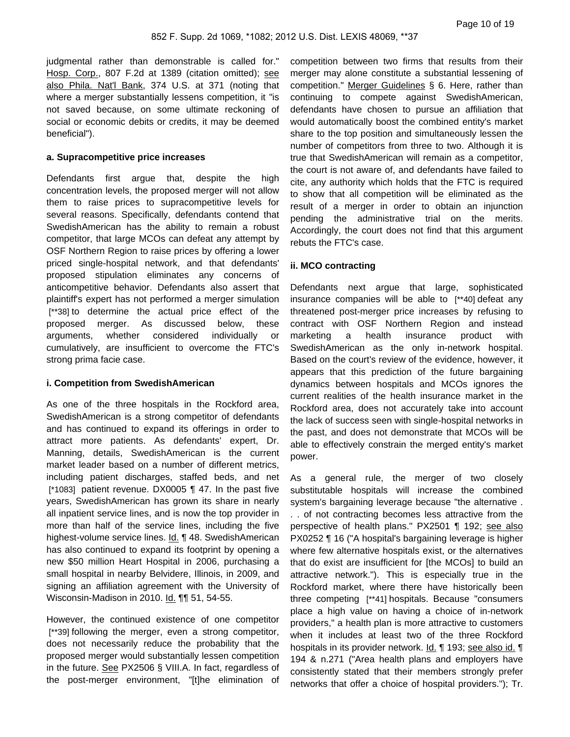judgmental rather than demonstrable is called for." Hosp. Corp., 807 F.2d at 1389 (citation omitted); see also Phila. Nat'l Bank, 374 U.S. at 371 (noting that where a merger substantially lessens competition, it "is not saved because, on some ultimate reckoning of social or economic debits or credits, it may be deemed beneficial").

**a. Supracompetitive price increases**

Defendants first argue that, despite the high concentration levels, the proposed merger will not allow them to raise prices to supracompetitive levels for several reasons. Specifically, defendants contend that SwedishAmerican has the ability to remain a robust competitor, that large MCOs can defeat any attempt by OSF Northern Region to raise prices by offering a lower priced single-hospital network, and that defendants' proposed stipulation eliminates any concerns of anticompetitive behavior. Defendants also assert that plaintiff's expert has not performed a merger simulation [**38] to determine the actual price effect of the proposed merger. As discussed below, these arguments, whether considered individually or cumulatively, are insufficient to overcome the FTC's strong prima facie case.

**i. Competition from SwedishAmerican**

As one of the three hospitals in the Rockford area, SwedishAmerican is a strong competitor of defendants and has continued to expand its offerings in order to attract more patients. As defendants' expert, Dr. Manning, details, SwedishAmerican is the current market leader based on a number of different metrics, including patient discharges, staffed beds, and net [*1083] patient revenue. DX0005 ¶ 47. In the past five years, SwedishAmerican has grown its share in nearly all inpatient service lines, and is now the top provider in more than half of the service lines, including the five highest-volume service lines. Id. ¶ 48. SwedishAmerican has also continued to expand its footprint by opening a new $50 million Heart Hospital in 2006, purchasing a small hospital in nearby Belvidere, Illinois, in 2009, and signing an affiliation agreement with the University of Wisconsin-Madison in 2010. Id. ¶¶ 51, 54-55.

However, the continued existence of one competitor [**39] following the merger, even a strong competitor, does not necessarily reduce the probability that the proposed merger would substantially lessen competition in the future. See PX2506 § VIII.A. In fact, regardless of the post-merger environment, "[t]he elimination of competition between two firms that results from their merger may alone constitute a substantial lessening of competition." Merger Guidelines § 6. Here, rather than continuing to compete against SwedishAmerican, defendants have chosen to pursue an affiliation that would automatically boost the combined entity's market share to the top position and simultaneously lessen the number of competitors from three to two. Although it is true that SwedishAmerican will remain as a competitor, the court is not aware of, and defendants have failed to cite, any authority which holds that the FTC is required to show that all competition will be eliminated as the result of a merger in order to obtain an injunction pending the administrative trial on the merits. Accordingly, the court does not find that this argument rebuts the FTC's case.

**ii. MCO contracting**

Defendants next argue that large, sophisticated insurance companies will be able to [**40] defeat any threatened post-merger price increases by refusing to contract with OSF Northern Region and instead marketing a health insurance product with SwedishAmerican as the only in-network hospital. Based on the court's review of the evidence, however, it appears that this prediction of the future bargaining dynamics between hospitals and MCOs ignores the current realities of the health insurance market in the Rockford area, does not accurately take into account the lack of success seen with single-hospital networks in the past, and does not demonstrate that MCOs will be able to effectively constrain the merged entity's market power.

As a general rule, the merger of two closely substitutable hospitals will increase the combined system's bargaining leverage because "the alternative . . . of not contracting becomes less attractive from the perspective of health plans." PX2501 ¶ 192; see also PX0252 ¶ 16 ("A hospital's bargaining leverage is higher where few alternative hospitals exist, or the alternatives that do exist are insufficient for [the MCOs] to build an attractive network."). This is especially true in the Rockford market, where there have historically been three competing [**41] hospitals. Because "consumers place a high value on having a choice of in-network providers," a health plan is more attractive to customers when it includes at least two of the three Rockford hospitals in its provider network. Id. ¶ 193; see also id. ¶ 194 & n.271 ("Area health plans and employers have consistently stated that their members strongly prefer networks that offer a choice of hospital providers."); Tr.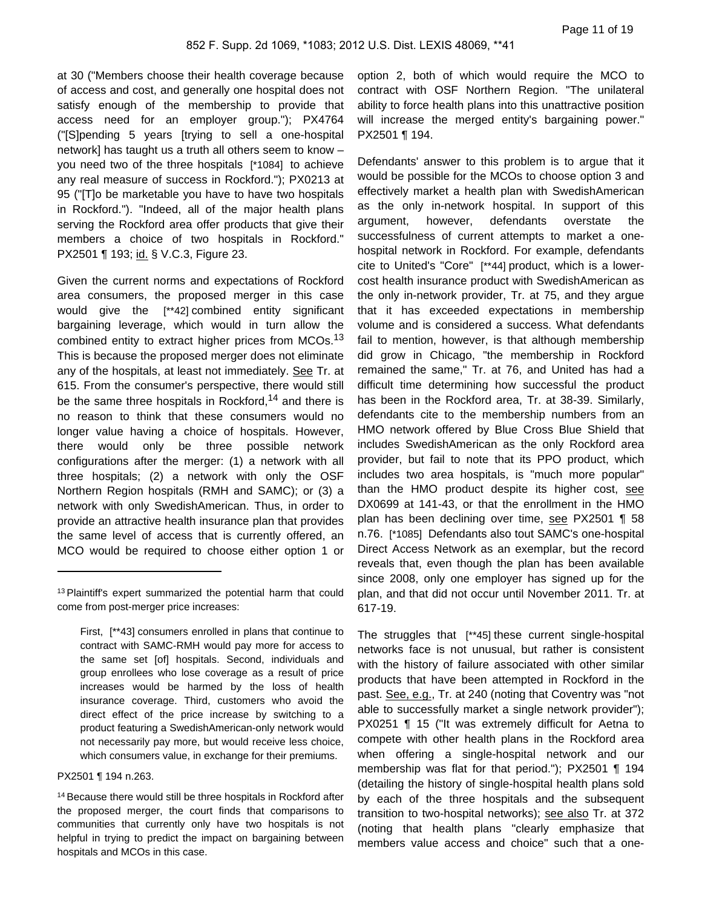at 30 ("Members choose their health coverage because of access and cost, and generally one hospital does not satisfy enough of the membership to provide that access need for an employer group."); PX4764 ("[S]pending 5 years [trying to sell a one-hospital network] has taught us a truth all others seem to know – you need two of the three hospitals [*1084] to achieve any real measure of success in Rockford."); PX0213 at 95 ("[T]o be marketable you have to have two hospitals in Rockford."). "Indeed, all of the major health plans serving the Rockford area offer products that give their members a choice of two hospitals in Rockford." PX2501 ¶ 193; id. § V.C.3, Figure 23.

Given the current norms and expectations of Rockford area consumers, the proposed merger in this case would give the [**42] combined entity significant bargaining leverage, which would in turn allow the combined entity to extract higher prices from MCOs.[13] This is because the proposed merger does not eliminate any of the hospitals, at least not immediately. See Tr. at 615. From the consumer's perspective, there would still be the same three hospitals in Rockford,[14] and there is no reason to think that these consumers would no longer value having a choice of hospitals. However, there would only be three possible network configurations after the merger: (1) a network with all three hospitals; (2) a network with only the OSF Northern Region hospitals (RMH and SAMC); or (3) a network with only SwedishAmerican. Thus, in order to provide an attractive health insurance plan that provides the same level of access that is currently offered, an MCO would be required to choose either option 1 or option 2, both of which would require the MCO to contract with OSF Northern Region. "The unilateral ability to force health plans into this unattractive position will increase the merged entity's bargaining power." PX2501 ¶ 194.

Defendants' answer to this problem is to argue that it would be possible for the MCOs to choose option 3 and effectively market a health plan with SwedishAmerican as the only in-network hospital. In support of this argument, however, defendants overstate the successfulness of current attempts to market a one-hospital network in Rockford. For example, defendants cite to United's "Core" [**44] product, which is a lower-cost health insurance product with SwedishAmerican as the only in-network provider, Tr. at 75, and they argue that it has exceeded expectations in membership volume and is considered a success. What defendants fail to mention, however, is that although membership did grow in Chicago, "the membership in Rockford remained the same," Tr. at 76, and United has had a difficult time determining how successful the product has been in the Rockford area, Tr. at 38-39. Similarly, defendants cite to the membership numbers from an HMO network offered by Blue Cross Blue Shield that includes SwedishAmerican as the only Rockford area provider, but fail to note that its PPO product, which includes two area hospitals, is "much more popular" than the HMO product despite its higher cost, see DX0699 at 141-43, or that the enrollment in the HMO plan has been declining over time, see PX2501 ¶ 58 n.76. [*1085] Defendants also tout SAMC's one-hospital Direct Access Network as an exemplar, but the record reveals that, even though the plan has been available since 2008, only one employer has signed up for the plan, and that did not occur until November 2011. Tr. at 617-19.

The struggles that [**45] these current single-hospital networks face is not unusual, but rather is consistent with the history of failure associated with other similar products that have been attempted in Rockford in the past. See, e.g., Tr. at 240 (noting that Coventry was "not able to successfully market a single network provider"); PX0251 ¶ 15 ("It was extremely difficult for Aetna to compete with other health plans in the Rockford area when offering a single-hospital network and our membership was flat for that period."); PX2501 ¶ 194 (detailing the history of single-hospital health plans sold by each of the three hospitals and the subsequent transition to two-hospital networks); see also Tr. at 372 (noting that health plans "clearly emphasize that members value access and choice" such that a one-

---

[13] Plaintiff's expert summarized the potential harm that could come from post-merger price increases:

> First, [**43] consumers enrolled in plans that continue to contract with SAMC-RMH would pay more for access to the same set [of] hospitals. Second, individuals and group enrollees who lose coverage as a result of price increases would be harmed by the loss of health insurance coverage. Third, customers who avoid the direct effect of the price increase by switching to a product featuring a SwedishAmerican-only network would not necessarily pay more, but would receive less choice, which consumers value, in exchange for their premiums.

PX2501 ¶ 194 n.263.

[14] Because there would still be three hospitals in Rockford after the proposed merger, the court finds that comparisons to communities that currently only have two hospitals is not helpful in trying to predict the impact on bargaining between hospitals and MCOs in this case.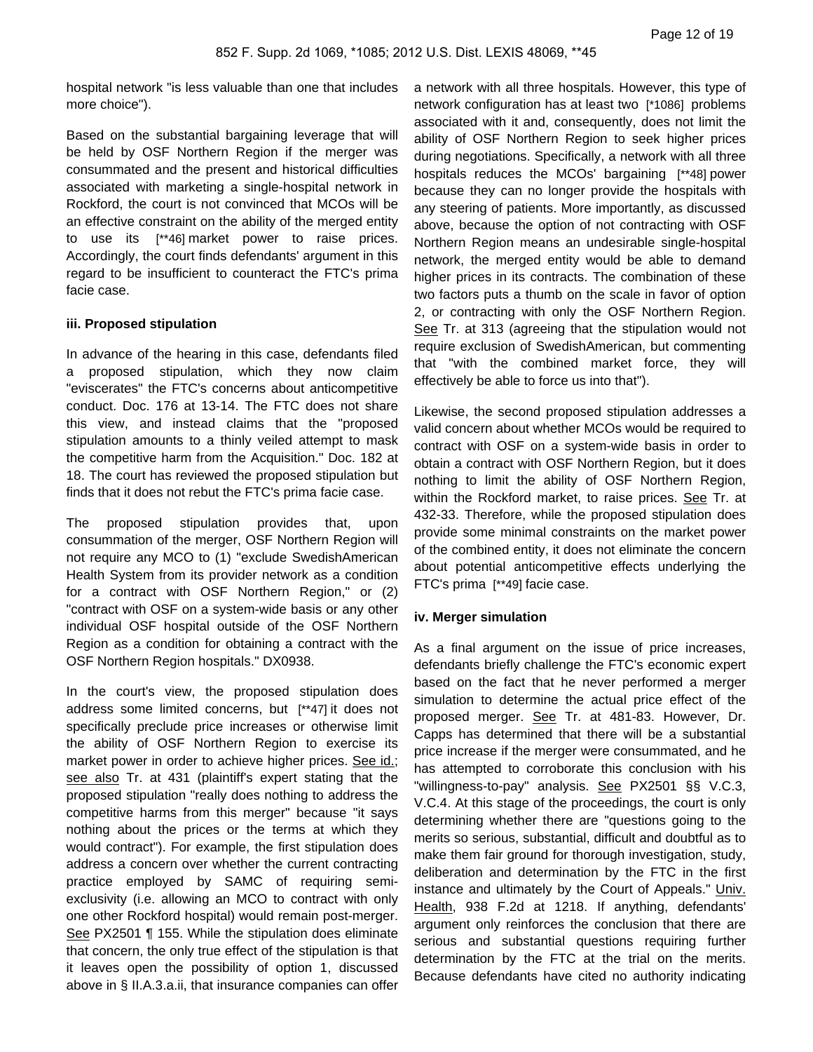hospital network "is less valuable than one that includes more choice").

Based on the substantial bargaining leverage that will be held by OSF Northern Region if the merger was consummated and the present and historical difficulties associated with marketing a single-hospital network in Rockford, the court is not convinced that MCOs will be an effective constraint on the ability of the merged entity to use its [**46] market power to raise prices. Accordingly, the court finds defendants' argument in this regard to be insufficient to counteract the FTC's prima facie case.

**iii. Proposed stipulation**

In advance of the hearing in this case, defendants filed a proposed stipulation, which they now claim "eviscerates" the FTC's concerns about anticompetitive conduct. Doc. 176 at 13-14. The FTC does not share this view, and instead claims that the "proposed stipulation amounts to a thinly veiled attempt to mask the competitive harm from the Acquisition." Doc. 182 at 18. The court has reviewed the proposed stipulation but finds that it does not rebut the FTC's prima facie case.

The proposed stipulation provides that, upon consummation of the merger, OSF Northern Region will not require any MCO to (1) "exclude SwedishAmerican Health System from its provider network as a condition for a contract with OSF Northern Region," or (2) "contract with OSF on a system-wide basis or any other individual OSF hospital outside of the OSF Northern Region as a condition for obtaining a contract with the OSF Northern Region hospitals." DX0938.

In the court's view, the proposed stipulation does address some limited concerns, but [**47] it does not specifically preclude price increases or otherwise limit the ability of OSF Northern Region to exercise its market power in order to achieve higher prices. See id.; see also Tr. at 431 (plaintiff's expert stating that the proposed stipulation "really does nothing to address the competitive harms from this merger" because "it says nothing about the prices or the terms at which they would contract"). For example, the first stipulation does address a concern over whether the current contracting practice employed by SAMC of requiring semi-exclusivity (i.e. allowing an MCO to contract with only one other Rockford hospital) would remain post-merger. See PX2501 ¶ 155. While the stipulation does eliminate that concern, the only true effect of the stipulation is that it leaves open the possibility of option 1, discussed above in § II.A.3.a.ii, that insurance companies can offer a network with all three hospitals. However, this type of network configuration has at least two [*1086] problems associated with it and, consequently, does not limit the ability of OSF Northern Region to seek higher prices during negotiations. Specifically, a network with all three hospitals reduces the MCOs' bargaining [**48] power because they can no longer provide the hospitals with any steering of patients. More importantly, as discussed above, because the option of not contracting with OSF Northern Region means an undesirable single-hospital network, the merged entity would be able to demand higher prices in its contracts. The combination of these two factors puts a thumb on the scale in favor of option 2, or contracting with only the OSF Northern Region. See Tr. at 313 (agreeing that the stipulation would not require exclusion of SwedishAmerican, but commenting that "with the combined market force, they will effectively be able to force us into that").

Likewise, the second proposed stipulation addresses a valid concern about whether MCOs would be required to contract with OSF on a system-wide basis in order to obtain a contract with OSF Northern Region, but it does nothing to limit the ability of OSF Northern Region, within the Rockford market, to raise prices. See Tr. at 432-33. Therefore, while the proposed stipulation does provide some minimal constraints on the market power of the combined entity, it does not eliminate the concern about potential anticompetitive effects underlying the FTC's prima [**49] facie case.

**iv. Merger simulation**

As a final argument on the issue of price increases, defendants briefly challenge the FTC's economic expert based on the fact that he never performed a merger simulation to determine the actual price effect of the proposed merger. See Tr. at 481-83. However, Dr. Capps has determined that there will be a substantial price increase if the merger were consummated, and he has attempted to corroborate this conclusion with his "willingness-to-pay" analysis. See PX2501 §§ V.C.3, V.C.4. At this stage of the proceedings, the court is only determining whether there are "questions going to the merits so serious, substantial, difficult and doubtful as to make them fair ground for thorough investigation, study, deliberation and determination by the FTC in the first instance and ultimately by the Court of Appeals." Univ. Health, 938 F.2d at 1218. If anything, defendants' argument only reinforces the conclusion that there are serious and substantial questions requiring further determination by the FTC at the trial on the merits. Because defendants have cited no authority indicating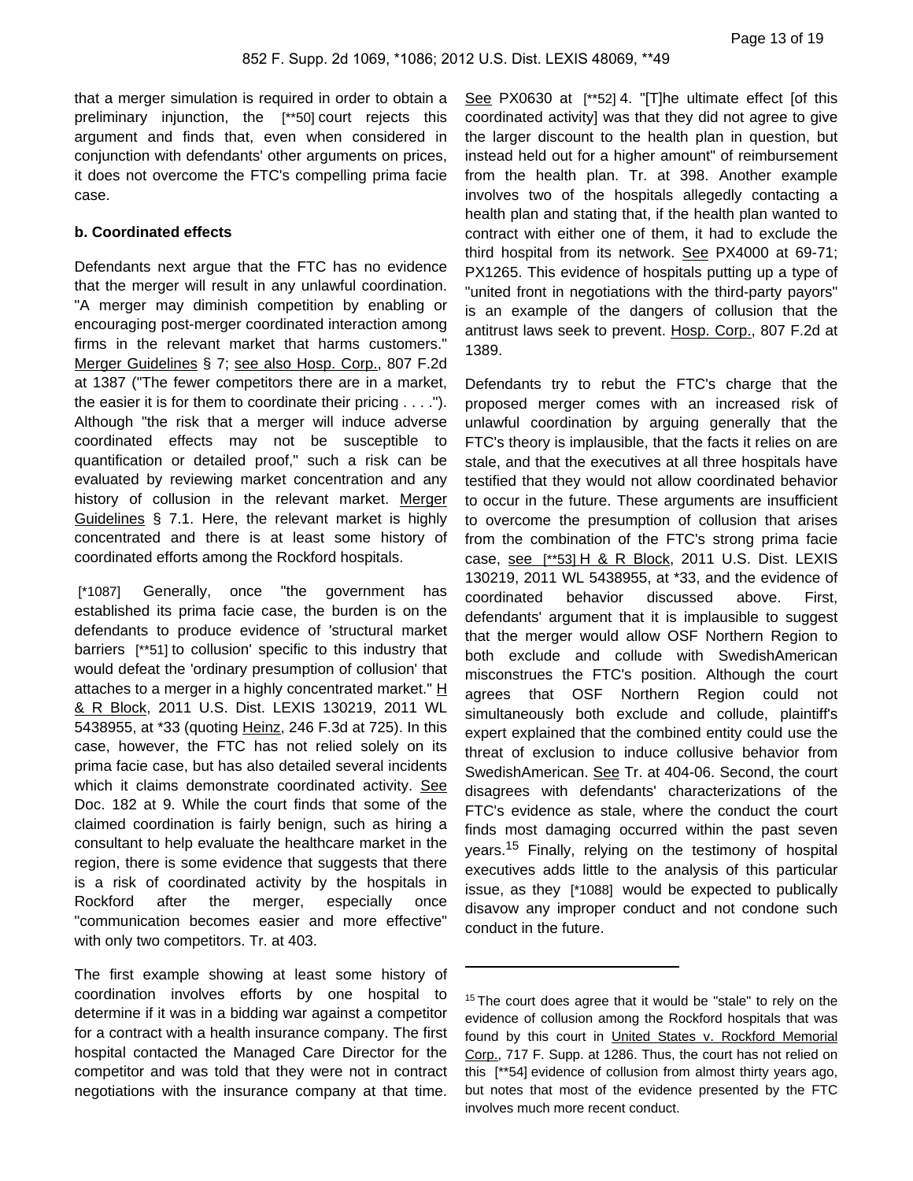that a merger simulation is required in order to obtain a preliminary injunction, the [**50] court rejects this argument and finds that, even when considered in conjunction with defendants' other arguments on prices, it does not overcome the FTC's compelling prima facie case.

**b. Coordinated effects**

Defendants next argue that the FTC has no evidence that the merger will result in any unlawful coordination. "A merger may diminish competition by enabling or encouraging post-merger coordinated interaction among firms in the relevant market that harms customers." Merger Guidelines § 7; see also Hosp. Corp., 807 F.2d at 1387 ("The fewer competitors there are in a market, the easier it is for them to coordinate their pricing . . . ."). Although "the risk that a merger will induce adverse coordinated effects may not be susceptible to quantification or detailed proof," such a risk can be evaluated by reviewing market concentration and any history of collusion in the relevant market. Merger Guidelines § 7.1. Here, the relevant market is highly concentrated and there is at least some history of coordinated efforts among the Rockford hospitals.

[*1087] Generally, once "the government has established its prima facie case, the burden is on the defendants to produce evidence of 'structural market barriers [**51] to collusion' specific to this industry that would defeat the 'ordinary presumption of collusion' that attaches to a merger in a highly concentrated market." H & R Block, 2011 U.S. Dist. LEXIS 130219, 2011 WL 5438955, at *33 (quoting Heinz, 246 F.3d at 725). In this case, however, the FTC has not relied solely on its prima facie case, but has also detailed several incidents which it claims demonstrate coordinated activity. See Doc. 182 at 9. While the court finds that some of the claimed coordination is fairly benign, such as hiring a consultant to help evaluate the healthcare market in the region, there is some evidence that suggests that there is a risk of coordinated activity by the hospitals in Rockford after the merger, especially once "communication becomes easier and more effective" with only two competitors. Tr. at 403.

The first example showing at least some history of coordination involves efforts by one hospital to determine if it was in a bidding war against a competitor for a contract with a health insurance company. The first hospital contacted the Managed Care Director for the competitor and was told that they were not in contract negotiations with the insurance company at that time. See PX0630 at [**52] 4. "[T]he ultimate effect [of this coordinated activity] was that they did not agree to give the larger discount to the health plan in question, but instead held out for a higher amount" of reimbursement from the health plan. Tr. at 398. Another example involves two of the hospitals allegedly contacting a health plan and stating that, if the health plan wanted to contract with either one of them, it had to exclude the third hospital from its network. See PX4000 at 69-71; PX1265. This evidence of hospitals putting up a type of "united front in negotiations with the third-party payors" is an example of the dangers of collusion that the antitrust laws seek to prevent. Hosp. Corp., 807 F.2d at 1389.

Defendants try to rebut the FTC's charge that the proposed merger comes with an increased risk of unlawful coordination by arguing generally that the FTC's theory is implausible, that the facts it relies on are stale, and that the executives at all three hospitals have testified that they would not allow coordinated behavior to occur in the future. These arguments are insufficient to overcome the presumption of collusion that arises from the combination of the FTC's strong prima facie case, see [**53] H & R Block, 2011 U.S. Dist. LEXIS 130219, 2011 WL 5438955, at *33, and the evidence of coordinated behavior discussed above. First, defendants' argument that it is implausible to suggest that the merger would allow OSF Northern Region to both exclude and collude with SwedishAmerican misconstrues the FTC's position. Although the court agrees that OSF Northern Region could not simultaneously both exclude and collude, plaintiff's expert explained that the combined entity could use the threat of exclusion to induce collusive behavior from SwedishAmerican. See Tr. at 404-06. Second, the court disagrees with defendants' characterizations of the FTC's evidence as stale, where the conduct the court finds most damaging occurred within the past seven years.[15] Finally, relying on the testimony of hospital executives adds little to the analysis of this particular issue, as they [*1088] would be expected to publically disavow any improper conduct and not condone such conduct in the future.

---

[15] The court does agree that it would be "stale" to rely on the evidence of collusion among the Rockford hospitals that was found by this court in United States v. Rockford Memorial Corp., 717 F. Supp. at 1286. Thus, the court has not relied on this [**54] evidence of collusion from almost thirty years ago, but notes that most of the evidence presented by the FTC involves much more recent conduct.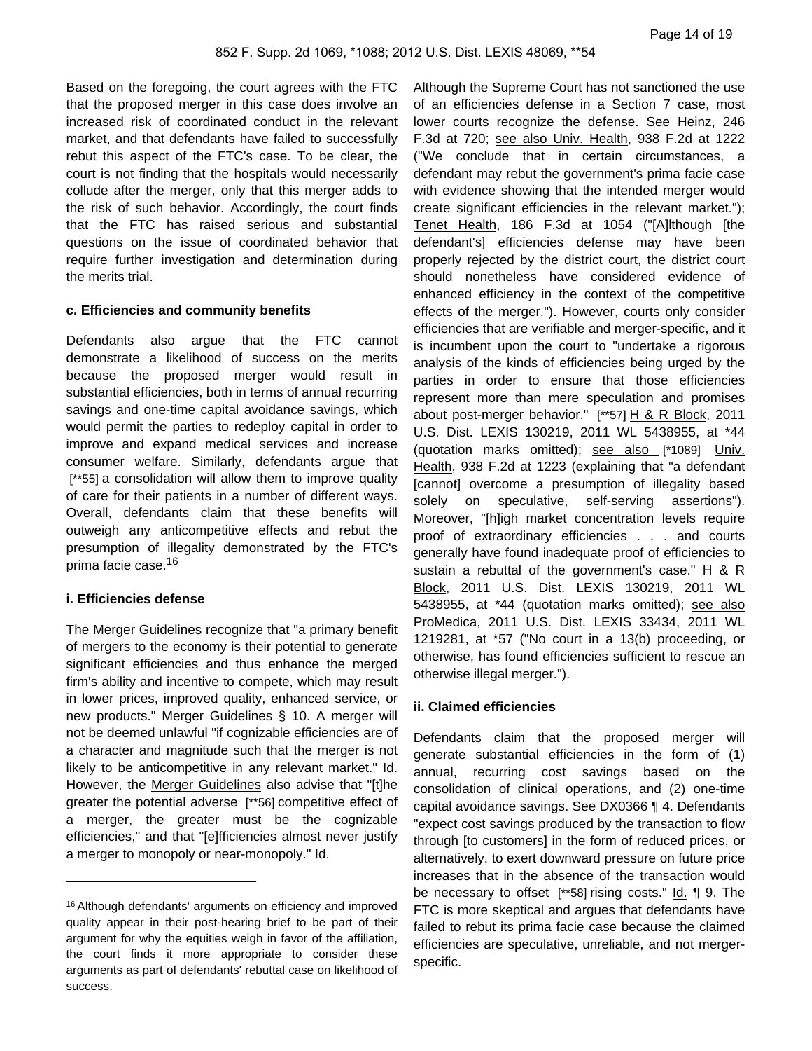Based on the foregoing, the court agrees with the FTC that the proposed merger in this case does involve an increased risk of coordinated conduct in the relevant market, and that defendants have failed to successfully rebut this aspect of the FTC's case. To be clear, the court is not finding that the hospitals would necessarily collude after the merger, only that this merger adds to the risk of such behavior. Accordingly, the court finds that the FTC has raised serious and substantial questions on the issue of coordinated behavior that require further investigation and determination during the merits trial.

**c. Efficiencies and community benefits**

Defendants also argue that the FTC cannot demonstrate a likelihood of success on the merits because the proposed merger would result in substantial efficiencies, both in terms of annual recurring savings and one-time capital avoidance savings, which would permit the parties to redeploy capital in order to improve and expand medical services and increase consumer welfare. Similarly, defendants argue that [**55] a consolidation will allow them to improve quality of care for their patients in a number of different ways. Overall, defendants claim that these benefits will outweigh any anticompetitive effects and rebut the presumption of illegality demonstrated by the FTC's prima facie case.[16]

**i. Efficiencies defense**

The Merger Guidelines recognize that "a primary benefit of mergers to the economy is their potential to generate significant efficiencies and thus enhance the merged firm's ability and incentive to compete, which may result in lower prices, improved quality, enhanced service, or new products." Merger Guidelines § 10. A merger will not be deemed unlawful "if cognizable efficiencies are of a character and magnitude such that the merger is not likely to be anticompetitive in any relevant market." Id. However, the Merger Guidelines also advise that "[t]he greater the potential adverse [**56] competitive effect of a merger, the greater must be the cognizable efficiencies," and that "[e]fficiencies almost never justify a merger to monopoly or near-monopoly." Id.

Although the Supreme Court has not sanctioned the use of an efficiencies defense in a Section 7 case, most lower courts recognize the defense. See Heinz, 246 F.3d at 720; see also Univ. Health, 938 F.2d at 1222 ("We conclude that in certain circumstances, a defendant may rebut the government's prima facie case with evidence showing that the intended merger would create significant efficiencies in the relevant market."); Tenet Health, 186 F.3d at 1054 ("[A]lthough [the defendant's] efficiencies defense may have been properly rejected by the district court, the district court should nonetheless have considered evidence of enhanced efficiency in the context of the competitive effects of the merger."). However, courts only consider efficiencies that are verifiable and merger-specific, and it is incumbent upon the court to "undertake a rigorous analysis of the kinds of efficiencies being urged by the parties in order to ensure that those efficiencies represent more than mere speculation and promises about post-merger behavior." [**57] H & R Block, 2011 U.S. Dist. LEXIS 130219, 2011 WL 5438955, at *44 (quotation marks omitted); see also [*1089] Univ. Health, 938 F.2d at 1223 (explaining that "a defendant [cannot] overcome a presumption of illegality based solely on speculative, self-serving assertions"). Moreover, "[h]igh market concentration levels require proof of extraordinary efficiencies . . . and courts generally have found inadequate proof of efficiencies to sustain a rebuttal of the government's case." H & R Block, 2011 U.S. Dist. LEXIS 130219, 2011 WL 5438955, at *44 (quotation marks omitted); see also ProMedica, 2011 U.S. Dist. LEXIS 33434, 2011 WL 1219281, at *57 ("No court in a 13(b) proceeding, or otherwise, has found efficiencies sufficient to rescue an otherwise illegal merger.").

**ii. Claimed efficiencies**

Defendants claim that the proposed merger will generate substantial efficiencies in the form of (1) annual, recurring cost savings based on the consolidation of clinical operations, and (2) one-time capital avoidance savings. See DX0366 ¶ 4. Defendants "expect cost savings produced by the transaction to flow through [to customers] in the form of reduced prices, or alternatively, to exert downward pressure on future price increases that in the absence of the transaction would be necessary to offset [**58] rising costs." Id. ¶ 9. The FTC is more skeptical and argues that defendants have failed to rebut its prima facie case because the claimed efficiencies are speculative, unreliable, and not merger-specific.

---

[16] Although defendants' arguments on efficiency and improved quality appear in their post-hearing brief to be part of their argument for why the equities weigh in favor of the affiliation, the court finds it more appropriate to consider these arguments as part of defendants' rebuttal case on likelihood of success.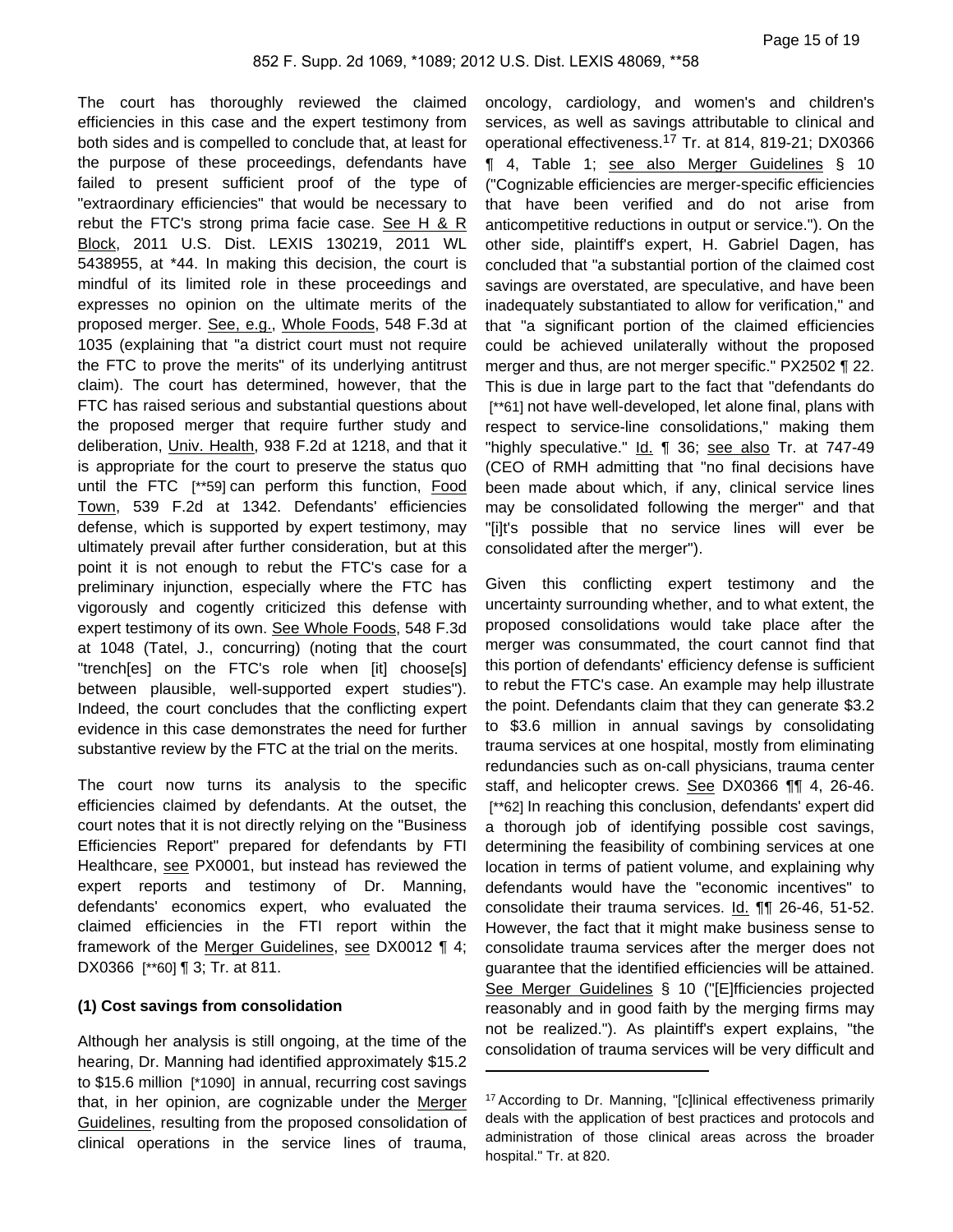The court has thoroughly reviewed the claimed efficiencies in this case and the expert testimony from both sides and is compelled to conclude that, at least for the purpose of these proceedings, defendants have failed to present sufficient proof of the type of "extraordinary efficiencies" that would be necessary to rebut the FTC's strong prima facie case. See H & R Block, 2011 U.S. Dist. LEXIS 130219, 2011 WL 5438955, at *44. In making this decision, the court is mindful of its limited role in these proceedings and expresses no opinion on the ultimate merits of the proposed merger. See, e.g., Whole Foods, 548 F.3d at 1035 (explaining that "a district court must not require the FTC to prove the merits" of its underlying antitrust claim). The court has determined, however, that the FTC has raised serious and substantial questions about the proposed merger that require further study and deliberation, Univ. Health, 938 F.2d at 1218, and that it is appropriate for the court to preserve the status quo until the FTC [**59] can perform this function, Food Town, 539 F.2d at 1342. Defendants' efficiencies defense, which is supported by expert testimony, may ultimately prevail after further consideration, but at this point it is not enough to rebut the FTC's case for a preliminary injunction, especially where the FTC has vigorously and cogently criticized this defense with expert testimony of its own. See Whole Foods, 548 F.3d at 1048 (Tatel, J., concurring) (noting that the court "trench[es] on the FTC's role when [it] choose[s] between plausible, well-supported expert studies"). Indeed, the court concludes that the conflicting expert evidence in this case demonstrates the need for further substantive review by the FTC at the trial on the merits.

The court now turns its analysis to the specific efficiencies claimed by defendants. At the outset, the court notes that it is not directly relying on the "Business Efficiencies Report" prepared for defendants by FTI Healthcare, see PX0001, but instead has reviewed the expert reports and testimony of Dr. Manning, defendants' economics expert, who evaluated the claimed efficiencies in the FTI report within the framework of the Merger Guidelines, see DX0012 ¶ 4; DX0366 [**60] ¶ 3; Tr. at 811.

**(1) Cost savings from consolidation**

Although her analysis is still ongoing, at the time of the hearing, Dr. Manning had identified approximately $15.2 to $15.6 million [*1090] in annual, recurring cost savings that, in her opinion, are cognizable under the Merger Guidelines, resulting from the proposed consolidation of clinical operations in the service lines of trauma, oncology, cardiology, and women's and children's services, as well as savings attributable to clinical and operational effectiveness.[17] Tr. at 814, 819-21; DX0366 ¶ 4, Table 1; see also Merger Guidelines § 10 ("Cognizable efficiencies are merger-specific efficiencies that have been verified and do not arise from anticompetitive reductions in output or service."). On the other side, plaintiff's expert, H. Gabriel Dagen, has concluded that "a substantial portion of the claimed cost savings are overstated, are speculative, and have been inadequately substantiated to allow for verification," and that "a significant portion of the claimed efficiencies could be achieved unilaterally without the proposed merger and thus, are not merger specific." PX2502 ¶ 22. This is due in large part to the fact that "defendants do [**61] not have well-developed, let alone final, plans with respect to service-line consolidations," making them "highly speculative." Id. ¶ 36; see also Tr. at 747-49 (CEO of RMH admitting that "no final decisions have been made about which, if any, clinical service lines may be consolidated following the merger" and that "[i]t's possible that no service lines will ever be consolidated after the merger").

Given this conflicting expert testimony and the uncertainty surrounding whether, and to what extent, the proposed consolidations would take place after the merger was consummated, the court cannot find that this portion of defendants' efficiency defense is sufficient to rebut the FTC's case. An example may help illustrate the point. Defendants claim that they can generate $3.2 to $3.6 million in annual savings by consolidating trauma services at one hospital, mostly from eliminating redundancies such as on-call physicians, trauma center staff, and helicopter crews. See DX0366 ¶¶ 4, 26-46. [**62] In reaching this conclusion, defendants' expert did a thorough job of identifying possible cost savings, determining the feasibility of combining services at one location in terms of patient volume, and explaining why defendants would have the "economic incentives" to consolidate their trauma services. Id. ¶¶ 26-46, 51-52. However, the fact that it might make business sense to consolidate trauma services after the merger does not guarantee that the identified efficiencies will be attained. See Merger Guidelines § 10 ("[E]fficiencies projected reasonably and in good faith by the merging firms may not be realized."). As plaintiff's expert explains, "the consolidation of trauma services will be very difficult and

---

[17] According to Dr. Manning, "[c]linical effectiveness primarily deals with the application of best practices and protocols and administration of those clinical areas across the broader hospital." Tr. at 820.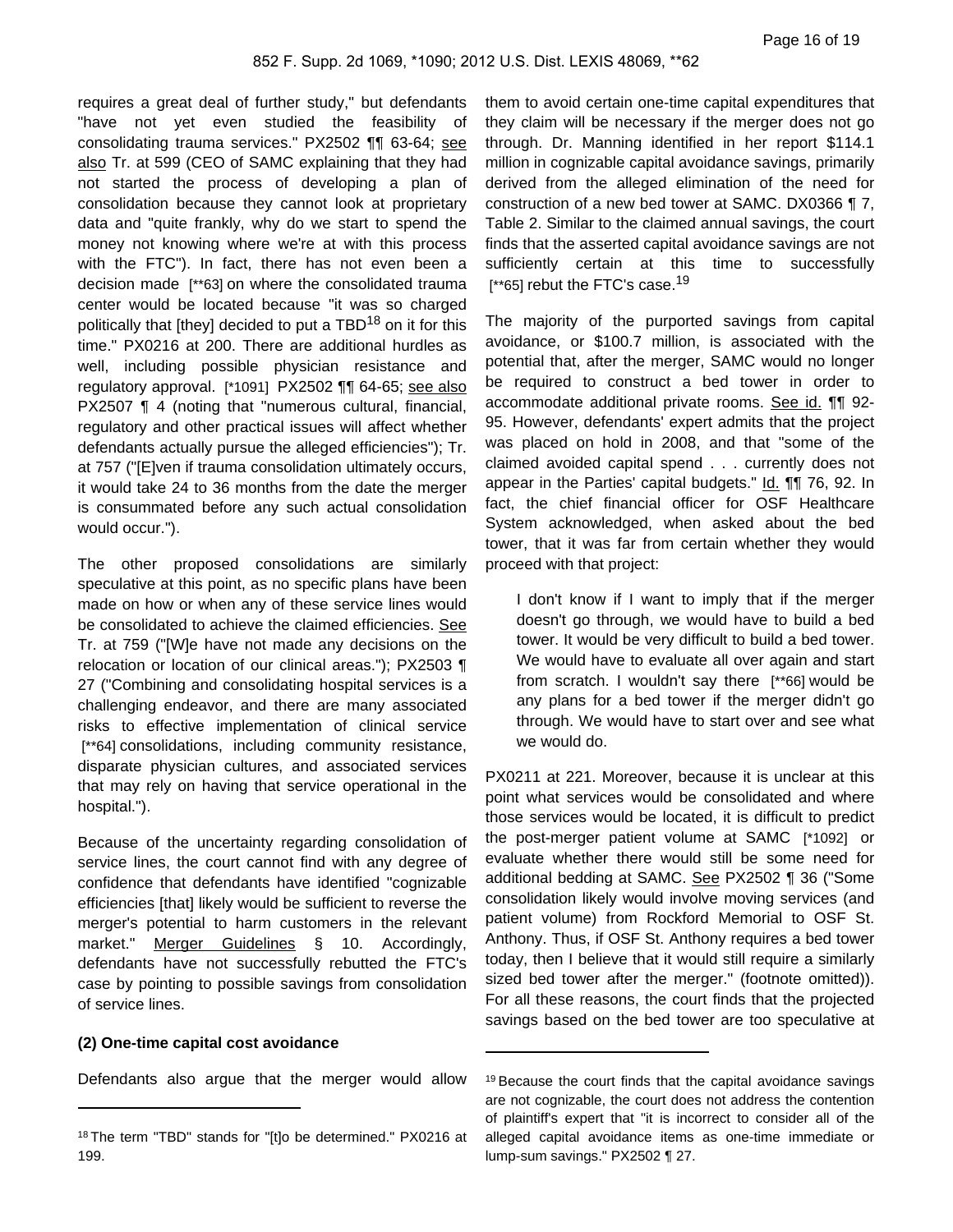requires a great deal of further study," but defendants "have not yet even studied the feasibility of consolidating trauma services." PX2502 ¶¶ 63-64; see also Tr. at 599 (CEO of SAMC explaining that they had not started the process of developing a plan of consolidation because they cannot look at proprietary data and "quite frankly, why do we start to spend the money not knowing where we're at with this process with the FTC"). In fact, there has not even been a decision made [**63] on where the consolidated trauma center would be located because "it was so charged politically that [they] decided to put a TBD[18] on it for this time." PX0216 at 200. There are additional hurdles as well, including possible physician resistance and regulatory approval. [*1091] PX2502 ¶¶ 64-65; see also PX2507 ¶ 4 (noting that "numerous cultural, financial, regulatory and other practical issues will affect whether defendants actually pursue the alleged efficiencies"); Tr. at 757 ("[E]ven if trauma consolidation ultimately occurs, it would take 24 to 36 months from the date the merger is consummated before any such actual consolidation would occur.").

The other proposed consolidations are similarly speculative at this point, as no specific plans have been made on how or when any of these service lines would be consolidated to achieve the claimed efficiencies. See Tr. at 759 ("[W]e have not made any decisions on the relocation or location of our clinical areas."); PX2503 ¶ 27 ("Combining and consolidating hospital services is a challenging endeavor, and there are many associated risks to effective implementation of clinical service [**64] consolidations, including community resistance, disparate physician cultures, and associated services that may rely on having that service operational in the hospital.").

Because of the uncertainty regarding consolidation of service lines, the court cannot find with any degree of confidence that defendants have identified "cognizable efficiencies [that] likely would be sufficient to reverse the merger's potential to harm customers in the relevant market." Merger Guidelines § 10. Accordingly, defendants have not successfully rebutted the FTC's case by pointing to possible savings from consolidation of service lines.

**(2) One-time capital cost avoidance**

Defendants also argue that the merger would allow them to avoid certain one-time capital expenditures that they claim will be necessary if the merger does not go through. Dr. Manning identified in her report $114.1 million in cognizable capital avoidance savings, primarily derived from the alleged elimination of the need for construction of a new bed tower at SAMC. DX0366 ¶ 7, Table 2. Similar to the claimed annual savings, the court finds that the asserted capital avoidance savings are not sufficiently certain at this time to successfully [**65] rebut the FTC's case.[19]

The majority of the purported savings from capital avoidance, or $100.7 million, is associated with the potential that, after the merger, SAMC would no longer be required to construct a bed tower in order to accommodate additional private rooms. See id. ¶¶ 92-95. However, defendants' expert admits that the project was placed on hold in 2008, and that "some of the claimed avoided capital spend . . . currently does not appear in the Parties' capital budgets." Id. ¶¶ 76, 92. In fact, the chief financial officer for OSF Healthcare System acknowledged, when asked about the bed tower, that it was far from certain whether they would proceed with that project:

> I don't know if I want to imply that if the merger doesn't go through, we would have to build a bed tower. It would be very difficult to build a bed tower. We would have to evaluate all over again and start from scratch. I wouldn't say there [**66] would be any plans for a bed tower if the merger didn't go through. We would have to start over and see what we would do.

PX0211 at 221. Moreover, because it is unclear at this point what services would be consolidated and where those services would be located, it is difficult to predict the post-merger patient volume at SAMC [*1092] or evaluate whether there would still be some need for additional bedding at SAMC. See PX2502 ¶ 36 ("Some consolidation likely would involve moving services (and patient volume) from Rockford Memorial to OSF St. Anthony. Thus, if OSF St. Anthony requires a bed tower today, then I believe that it would still require a similarly sized bed tower after the merger." (footnote omitted)). For all these reasons, the court finds that the projected savings based on the bed tower are too speculative at

---

[18] The term "TBD" stands for "[t]o be determined." PX0216 at 199.

[19] Because the court finds that the capital avoidance savings are not cognizable, the court does not address the contention of plaintiff's expert that "it is incorrect to consider all of the alleged capital avoidance items as one-time immediate or lump-sum savings." PX2502 ¶ 27.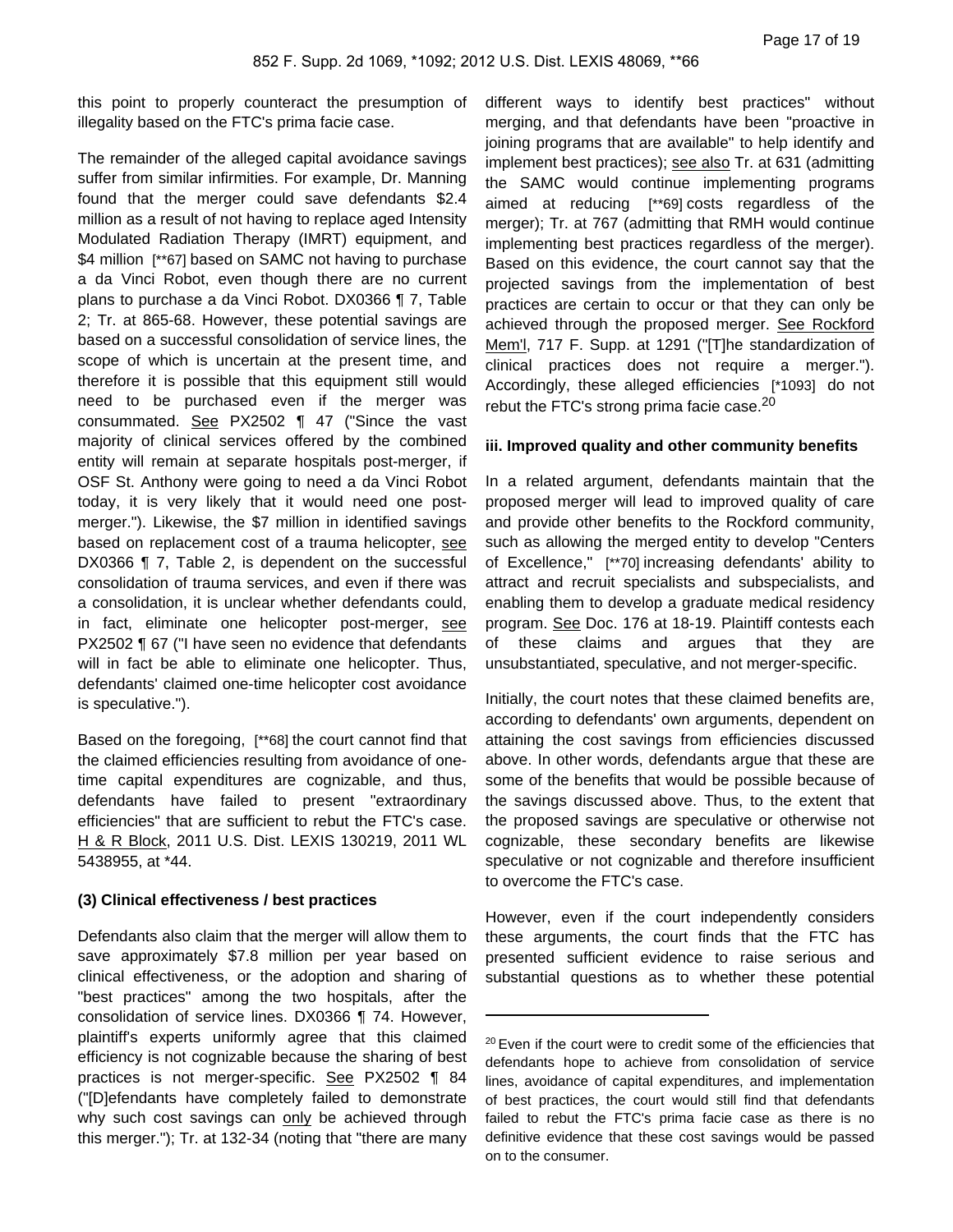this point to properly counteract the presumption of illegality based on the FTC's prima facie case.

The remainder of the alleged capital avoidance savings suffer from similar infirmities. For example, Dr. Manning found that the merger could save defendants $2.4 million as a result of not having to replace aged Intensity Modulated Radiation Therapy (IMRT) equipment, and $4 million [**67] based on SAMC not having to purchase a da Vinci Robot, even though there are no current plans to purchase a da Vinci Robot. DX0366 ¶ 7, Table 2; Tr. at 865-68. However, these potential savings are based on a successful consolidation of service lines, the scope of which is uncertain at the present time, and therefore it is possible that this equipment still would need to be purchased even if the merger was consummated. See PX2502 ¶ 47 ("Since the vast majority of clinical services offered by the combined entity will remain at separate hospitals post-merger, if OSF St. Anthony were going to need a da Vinci Robot today, it is very likely that it would need one post-merger."). Likewise, the $7 million in identified savings based on replacement cost of a trauma helicopter, see DX0366 ¶ 7, Table 2, is dependent on the successful consolidation of trauma services, and even if there was a consolidation, it is unclear whether defendants could, in fact, eliminate one helicopter post-merger, see PX2502 ¶ 67 ("I have seen no evidence that defendants will in fact be able to eliminate one helicopter. Thus, defendants' claimed one-time helicopter cost avoidance is speculative.").

Based on the foregoing, [**68] the court cannot find that the claimed efficiencies resulting from avoidance of one-time capital expenditures are cognizable, and thus, defendants have failed to present "extraordinary efficiencies" that are sufficient to rebut the FTC's case. H & R Block, 2011 U.S. Dist. LEXIS 130219, 2011 WL 5438955, at *44.

**(3) Clinical effectiveness / best practices**

Defendants also claim that the merger will allow them to save approximately $7.8 million per year based on clinical effectiveness, or the adoption and sharing of "best practices" among the two hospitals, after the consolidation of service lines. DX0366 ¶ 74. However, plaintiff's experts uniformly agree that this claimed efficiency is not cognizable because the sharing of best practices is not merger-specific. See PX2502 ¶ 84 ("[D]efendants have completely failed to demonstrate why such cost savings can only be achieved through this merger."); Tr. at 132-34 (noting that "there are many different ways to identify best practices" without merging, and that defendants have been "proactive in joining programs that are available" to help identify and implement best practices); see also Tr. at 631 (admitting the SAMC would continue implementing programs aimed at reducing [**69] costs regardless of the merger); Tr. at 767 (admitting that RMH would continue implementing best practices regardless of the merger). Based on this evidence, the court cannot say that the projected savings from the implementation of best practices are certain to occur or that they can only be achieved through the proposed merger. See Rockford Mem'l, 717 F. Supp. at 1291 ("[T]he standardization of clinical practices does not require a merger."). Accordingly, these alleged efficiencies [*1093] do not rebut the FTC's strong prima facie case.[20]

**iii. Improved quality and other community benefits**

In a related argument, defendants maintain that the proposed merger will lead to improved quality of care and provide other benefits to the Rockford community, such as allowing the merged entity to develop "Centers of Excellence," [**70] increasing defendants' ability to attract and recruit specialists and subspecialists, and enabling them to develop a graduate medical residency program. See Doc. 176 at 18-19. Plaintiff contests each of these claims and argues that they are unsubstantiated, speculative, and not merger-specific.

Initially, the court notes that these claimed benefits are, according to defendants' own arguments, dependent on attaining the cost savings from efficiencies discussed above. In other words, defendants argue that these are some of the benefits that would be possible because of the savings discussed above. Thus, to the extent that the proposed savings are speculative or otherwise not cognizable, these secondary benefits are likewise speculative or not cognizable and therefore insufficient to overcome the FTC's case.

However, even if the court independently considers these arguments, the court finds that the FTC has presented sufficient evidence to raise serious and substantial questions as to whether these potential

---

[20] Even if the court were to credit some of the efficiencies that defendants hope to achieve from consolidation of service lines, avoidance of capital expenditures, and implementation of best practices, the court would still find that defendants failed to rebut the FTC's prima facie case as there is no definitive evidence that these cost savings would be passed on to the consumer.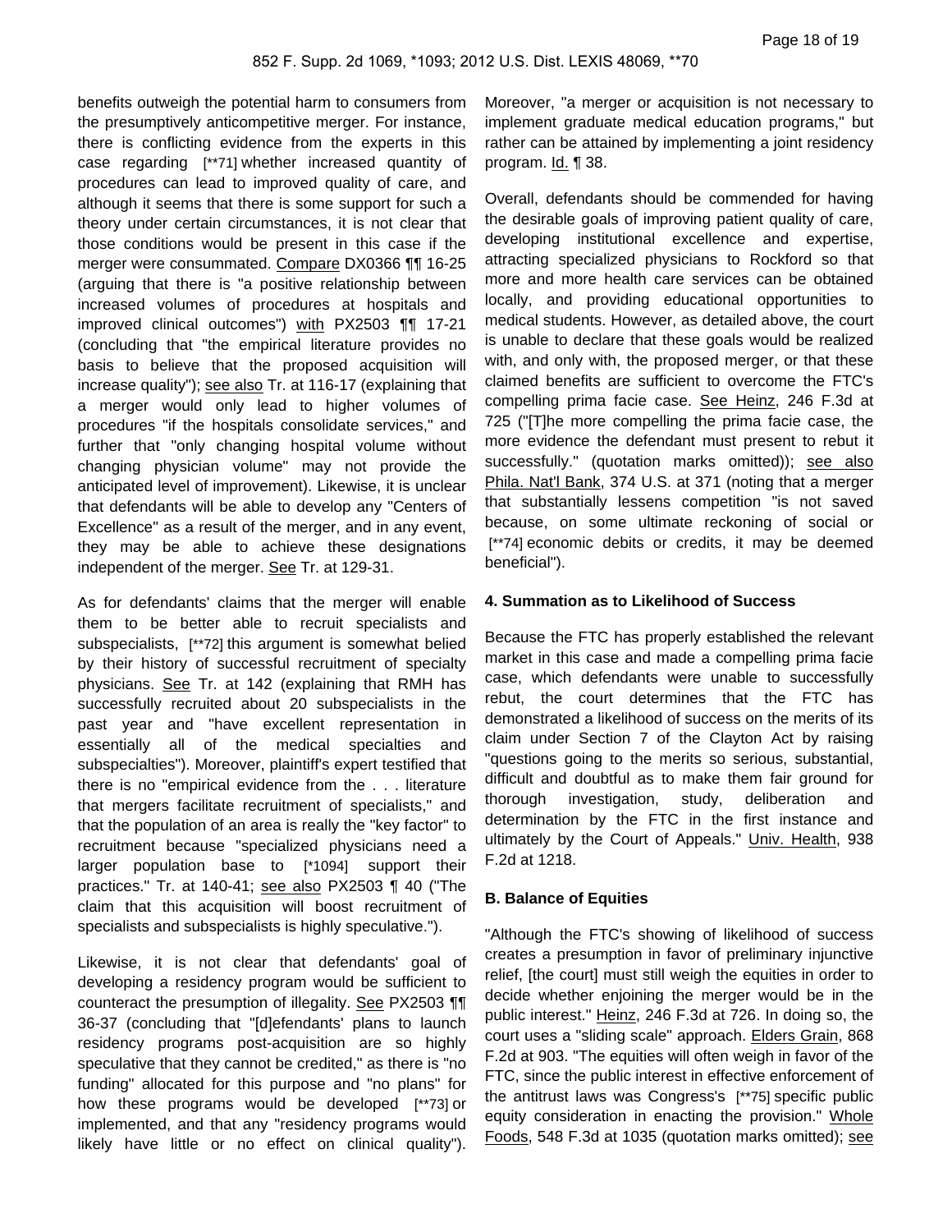benefits outweigh the potential harm to consumers from the presumptively anticompetitive merger. For instance, there is conflicting evidence from the experts in this case regarding [**71] whether increased quantity of procedures can lead to improved quality of care, and although it seems that there is some support for such a theory under certain circumstances, it is not clear that those conditions would be present in this case if the merger were consummated. Compare DX0366 ¶¶ 16-25 (arguing that there is "a positive relationship between increased volumes of procedures at hospitals and improved clinical outcomes") with PX2503 ¶¶ 17-21 (concluding that "the empirical literature provides no basis to believe that the proposed acquisition will increase quality"); see also Tr. at 116-17 (explaining that a merger would only lead to higher volumes of procedures "if the hospitals consolidate services," and further that "only changing hospital volume without changing physician volume" may not provide the anticipated level of improvement). Likewise, it is unclear that defendants will be able to develop any "Centers of Excellence" as a result of the merger, and in any event, they may be able to achieve these designations independent of the merger. See Tr. at 129-31.

As for defendants' claims that the merger will enable them to be better able to recruit specialists and subspecialists, [**72] this argument is somewhat belied by their history of successful recruitment of specialty physicians. See Tr. at 142 (explaining that RMH has successfully recruited about 20 subspecialists in the past year and "have excellent representation in essentially all of the medical specialties and subspecialties"). Moreover, plaintiff's expert testified that there is no "empirical evidence from the . . . literature that mergers facilitate recruitment of specialists," and that the population of an area is really the "key factor" to recruitment because "specialized physicians need a larger population base to [*1094] support their practices." Tr. at 140-41; see also PX2503 ¶ 40 ("The claim that this acquisition will boost recruitment of specialists and subspecialists is highly speculative.").

Likewise, it is not clear that defendants' goal of developing a residency program would be sufficient to counteract the presumption of illegality. See PX2503 ¶¶ 36-37 (concluding that "[d]efendants' plans to launch residency programs post-acquisition are so highly speculative that they cannot be credited," as there is "no funding" allocated for this purpose and "no plans" for how these programs would be developed [**73] or implemented, and that any "residency programs would likely have little or no effect on clinical quality"). Moreover, "a merger or acquisition is not necessary to implement graduate medical education programs," but rather can be attained by implementing a joint residency program. Id. ¶ 38.

Overall, defendants should be commended for having the desirable goals of improving patient quality of care, developing institutional excellence and expertise, attracting specialized physicians to Rockford so that more and more health care services can be obtained locally, and providing educational opportunities to medical students. However, as detailed above, the court is unable to declare that these goals would be realized with, and only with, the proposed merger, or that these claimed benefits are sufficient to overcome the FTC's compelling prima facie case. See Heinz, 246 F.3d at 725 ("[T]he more compelling the prima facie case, the more evidence the defendant must present to rebut it successfully." (quotation marks omitted)); see also Phila. Nat'l Bank, 374 U.S. at 371 (noting that a merger that substantially lessens competition "is not saved because, on some ultimate reckoning of social or [**74] economic debits or credits, it may be deemed beneficial").

#### 4. Summation as to Likelihood of Success

Because the FTC has properly established the relevant market in this case and made a compelling prima facie case, which defendants were unable to successfully rebut, the court determines that the FTC has demonstrated a likelihood of success on the merits of its claim under Section 7 of the Clayton Act by raising "questions going to the merits so serious, substantial, difficult and doubtful as to make them fair ground for thorough investigation, study, deliberation and determination by the FTC in the first instance and ultimately by the Court of Appeals." Univ. Health, 938 F.2d at 1218.

### B. Balance of Equities

"Although the FTC's showing of likelihood of success creates a presumption in favor of preliminary injunctive relief, [the court] must still weigh the equities in order to decide whether enjoining the merger would be in the public interest." Heinz, 246 F.3d at 726. In doing so, the court uses a "sliding scale" approach. Elders Grain, 868 F.2d at 903. "The equities will often weigh in favor of the FTC, since the public interest in effective enforcement of the antitrust laws was Congress's [**75] specific public equity consideration in enacting the provision." Whole Foods, 548 F.3d at 1035 (quotation marks omitted); see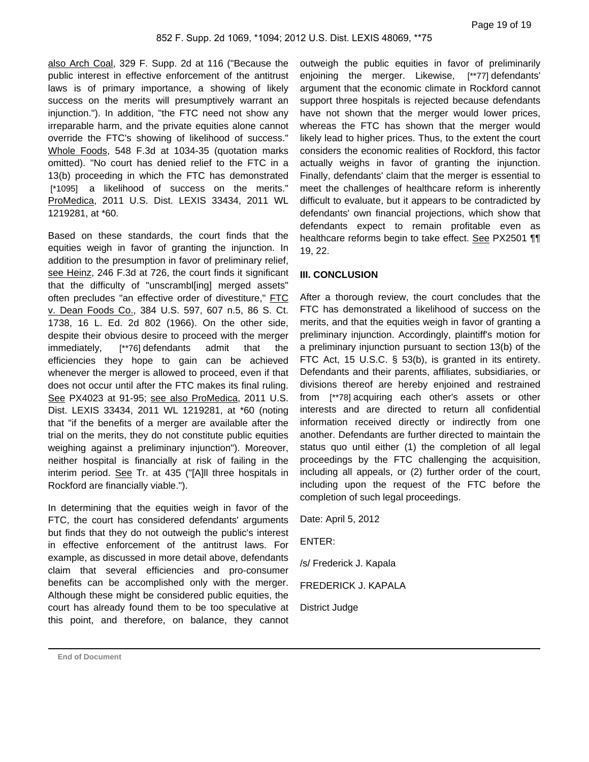also Arch Coal, 329 F. Supp. 2d at 116 ("Because the public interest in effective enforcement of the antitrust laws is of primary importance, a showing of likely success on the merits will presumptively warrant an injunction."). In addition, "the FTC need not show any irreparable harm, and the private equities alone cannot override the FTC's showing of likelihood of success." Whole Foods, 548 F.3d at 1034-35 (quotation marks omitted). "No court has denied relief to the FTC in a 13(b) proceeding in which the FTC has demonstrated [*1095] a likelihood of success on the merits." ProMedica, 2011 U.S. Dist. LEXIS 33434, 2011 WL 1219281, at *60.

Based on these standards, the court finds that the equities weigh in favor of granting the injunction. In addition to the presumption in favor of preliminary relief, see Heinz, 246 F.3d at 726, the court finds it significant that the difficulty of "unscrambl[ing] merged assets" often precludes "an effective order of divestiture," FTC v. Dean Foods Co., 384 U.S. 597, 607 n.5, 86 S. Ct. 1738, 16 L. Ed. 2d 802 (1966). On the other side, despite their obvious desire to proceed with the merger immediately, [**76] defendants admit that the efficiencies they hope to gain can be achieved whenever the merger is allowed to proceed, even if that does not occur until after the FTC makes its final ruling. See PX4023 at 91-95; see also ProMedica, 2011 U.S. Dist. LEXIS 33434, 2011 WL 1219281, at *60 (noting that "if the benefits of a merger are available after the trial on the merits, they do not constitute public equities weighing against a preliminary injunction"). Moreover, neither hospital is financially at risk of failing in the interim period. See Tr. at 435 ("[A]ll three hospitals in Rockford are financially viable.").

In determining that the equities weigh in favor of the FTC, the court has considered defendants' arguments but finds that they do not outweigh the public's interest in effective enforcement of the antitrust laws. For example, as discussed in more detail above, defendants claim that several efficiencies and pro-consumer benefits can be accomplished only with the merger. Although these might be considered public equities, the court has already found them to be too speculative at this point, and therefore, on balance, they cannot outweigh the public equities in favor of preliminarily enjoining the merger. Likewise, [**77] defendants' argument that the economic climate in Rockford cannot support three hospitals is rejected because defendants have not shown that the merger would lower prices, whereas the FTC has shown that the merger would likely lead to higher prices. Thus, to the extent the court considers the economic realities of Rockford, this factor actually weighs in favor of granting the injunction. Finally, defendants' claim that the merger is essential to meet the challenges of healthcare reform is inherently difficult to evaluate, but it appears to be contradicted by defendants' own financial projections, which show that defendants expect to remain profitable even as healthcare reforms begin to take effect. See PX2501 ¶¶ 19, 22.

### III. CONCLUSION

After a thorough review, the court concludes that the FTC has demonstrated a likelihood of success on the merits, and that the equities weigh in favor of granting a preliminary injunction. Accordingly, plaintiff's motion for a preliminary injunction pursuant to section 13(b) of the FTC Act, 15 U.S.C. § 53(b), is granted in its entirety. Defendants and their parents, affiliates, subsidiaries, or divisions thereof are hereby enjoined and restrained from [**78] acquiring each other's assets or other interests and are directed to return all confidential information received directly or indirectly from one another. Defendants are further directed to maintain the status quo until either (1) the completion of all legal proceedings by the FTC challenging the acquisition, including all appeals, or (2) further order of the court, including upon the request of the FTC before the completion of such legal proceedings.

Date: April 5, 2012

ENTER:

/s/ Frederick J. Kapala

FREDERICK J. KAPALA

District Judge

**End of Document**